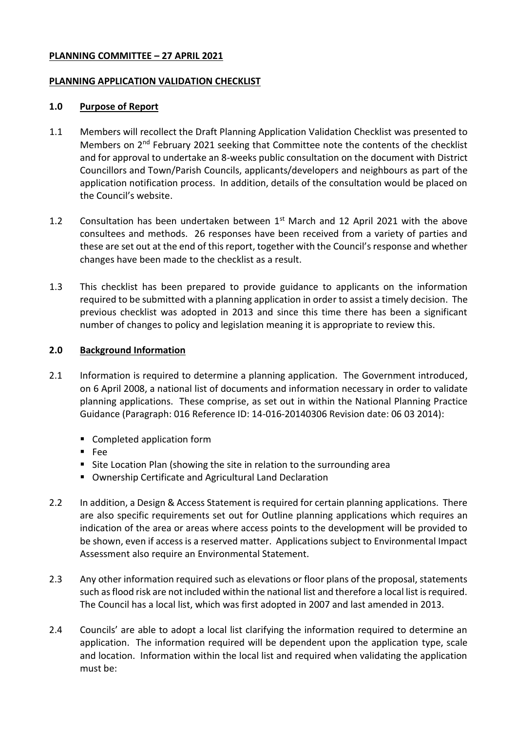**PLANNING COMMITTEE – 27 APRIL 2021**

**PLANNING APPLICATION VALIDATION CHECKLIST**

## 1.0 Purpose of Report

1.1 Members will recollect the Draft Planning Application Validation Checklist was presented to Members on 2nd February 2021 seeking that Committee note the contents of the checklist and for approval to undertake an 8-weeks public consultation on the document with District Councillors and Town/Parish Councils, applicants/developers and neighbours as part of the application notification process. In addition, details of the consultation would be placed on the Council's website.

1.2 Consultation has been undertaken between 1st March and 12 April 2021 with the above consultees and methods. 26 responses have been received from a variety of parties and these are set out at the end of this report, together with the Council's response and whether changes have been made to the checklist as a result.

1.3 This checklist has been prepared to provide guidance to applicants on the information required to be submitted with a planning application in order to assist a timely decision. The previous checklist was adopted in 2013 and since this time there has been a significant number of changes to policy and legislation meaning it is appropriate to review this.

## 2.0 Background Information

2.1 Information is required to determine a planning application. The Government introduced, on 6 April 2008, a national list of documents and information necessary in order to validate planning applications. These comprise, as set out in within the National Planning Practice Guidance (Paragraph: 016 Reference ID: 14-016-20140306 Revision date: 06 03 2014):

- Completed application form
- Fee
- Site Location Plan (showing the site in relation to the surrounding area
- Ownership Certificate and Agricultural Land Declaration

2.2 In addition, a Design & Access Statement is required for certain planning applications. There are also specific requirements set out for Outline planning applications which requires an indication of the area or areas where access points to the development will be provided to be shown, even if access is a reserved matter. Applications subject to Environmental Impact Assessment also require an Environmental Statement.

2.3 Any other information required such as elevations or floor plans of the proposal, statements such as flood risk are not included within the national list and therefore a local list is required. The Council has a local list, which was first adopted in 2007 and last amended in 2013.

2.4 Councils' are able to adopt a local list clarifying the information required to determine an application. The information required will be dependent upon the application type, scale and location. Information within the local list and required when validating the application must be: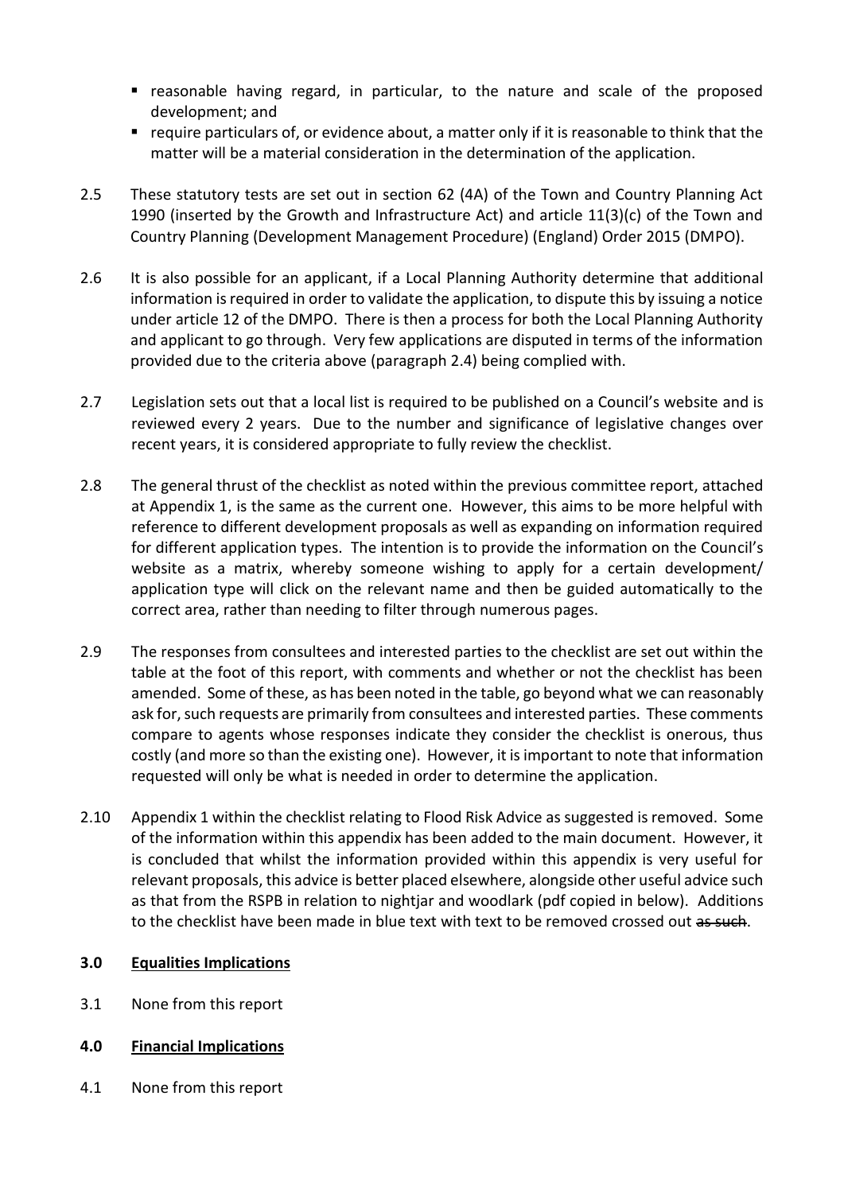- reasonable having regard, in particular, to the nature and scale of the proposed development; and
- require particulars of, or evidence about, a matter only if it is reasonable to think that the matter will be a material consideration in the determination of the application.

2.5 These statutory tests are set out in section 62 (4A) of the Town and Country Planning Act 1990 (inserted by the Growth and Infrastructure Act) and article 11(3)(c) of the Town and Country Planning (Development Management Procedure) (England) Order 2015 (DMPO).

2.6 It is also possible for an applicant, if a Local Planning Authority determine that additional information is required in order to validate the application, to dispute this by issuing a notice under article 12 of the DMPO. There is then a process for both the Local Planning Authority and applicant to go through. Very few applications are disputed in terms of the information provided due to the criteria above (paragraph 2.4) being complied with.

2.7 Legislation sets out that a local list is required to be published on a Council's website and is reviewed every 2 years. Due to the number and significance of legislative changes over recent years, it is considered appropriate to fully review the checklist.

2.8 The general thrust of the checklist as noted within the previous committee report, attached at Appendix 1, is the same as the current one. However, this aims to be more helpful with reference to different development proposals as well as expanding on information required for different application types. The intention is to provide the information on the Council's website as a matrix, whereby someone wishing to apply for a certain development/ application type will click on the relevant name and then be guided automatically to the correct area, rather than needing to filter through numerous pages.

2.9 The responses from consultees and interested parties to the checklist are set out within the table at the foot of this report, with comments and whether or not the checklist has been amended. Some of these, as has been noted in the table, go beyond what we can reasonably ask for, such requests are primarily from consultees and interested parties. These comments compare to agents whose responses indicate they consider the checklist is onerous, thus costly (and more so than the existing one). However, it is important to note that information requested will only be what is needed in order to determine the application.

2.10 Appendix 1 within the checklist relating to Flood Risk Advice as suggested is removed. Some of the information within this appendix has been added to the main document. However, it is concluded that whilst the information provided within this appendix is very useful for relevant proposals, this advice is better placed elsewhere, alongside other useful advice such as that from the RSPB in relation to nightjar and woodlark (pdf copied in below). Additions to the checklist have been made in blue text with text to be removed crossed out ~~as such~~.

## 3.0 Equalities Implications

3.1 None from this report

## 4.0 Financial Implications

4.1 None from this report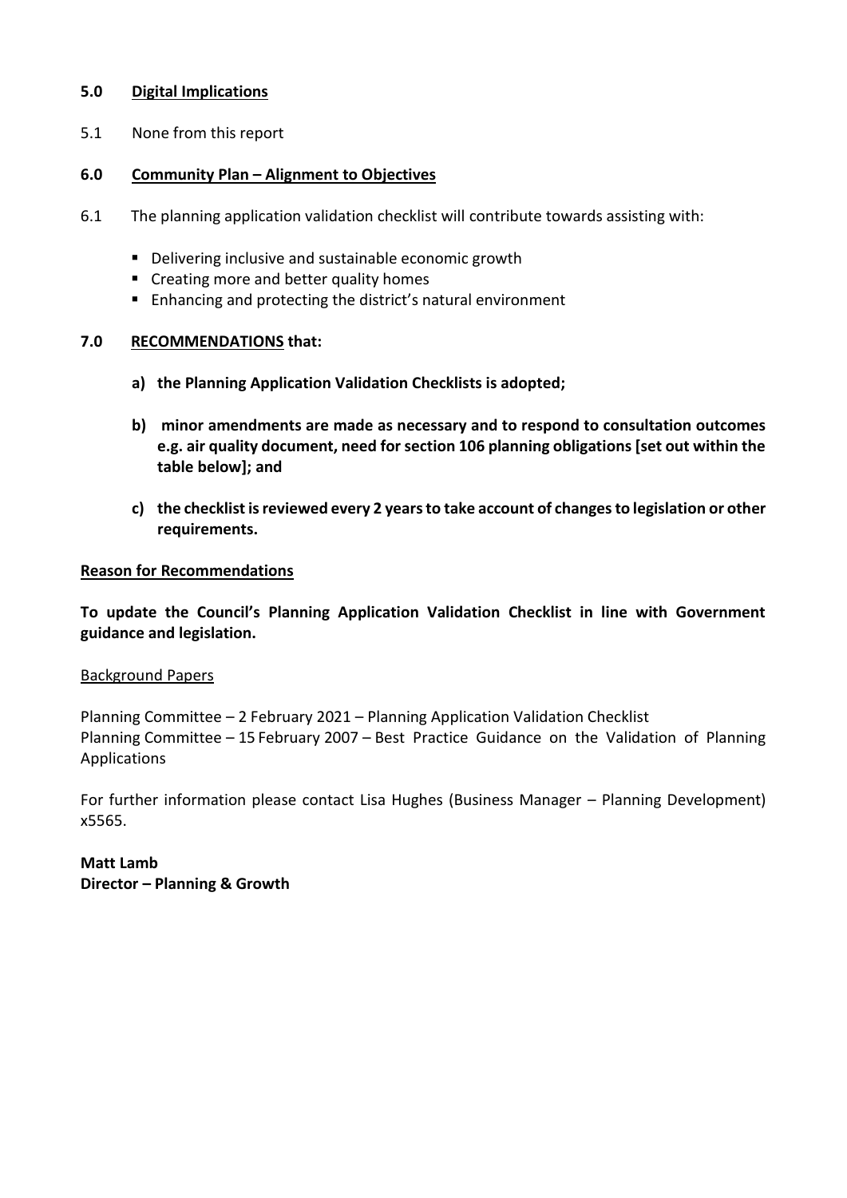## 5.0 Digital Implications

5.1 None from this report

## 6.0 Community Plan – Alignment to Objectives

6.1 The planning application validation checklist will contribute towards assisting with:

- Delivering inclusive and sustainable economic growth
- Creating more and better quality homes
- Enhancing and protecting the district's natural environment

## 7.0 RECOMMENDATIONS that:

**a) the Planning Application Validation Checklists is adopted;**

**b) minor amendments are made as necessary and to respond to consultation outcomes e.g. air quality document, need for section 106 planning obligations [set out within the table below]; and**

**c) the checklist is reviewed every 2 years to take account of changes to legislation or other requirements.**

**Reason for Recommendations**

**To update the Council's Planning Application Validation Checklist in line with Government guidance and legislation.**

Background Papers

Planning Committee – 2 February 2021 – Planning Application Validation Checklist
Planning Committee – 15 February 2007 – Best Practice Guidance on the Validation of Planning Applications

For further information please contact Lisa Hughes (Business Manager – Planning Development) x5565.

**Matt Lamb**
**Director – Planning & Growth**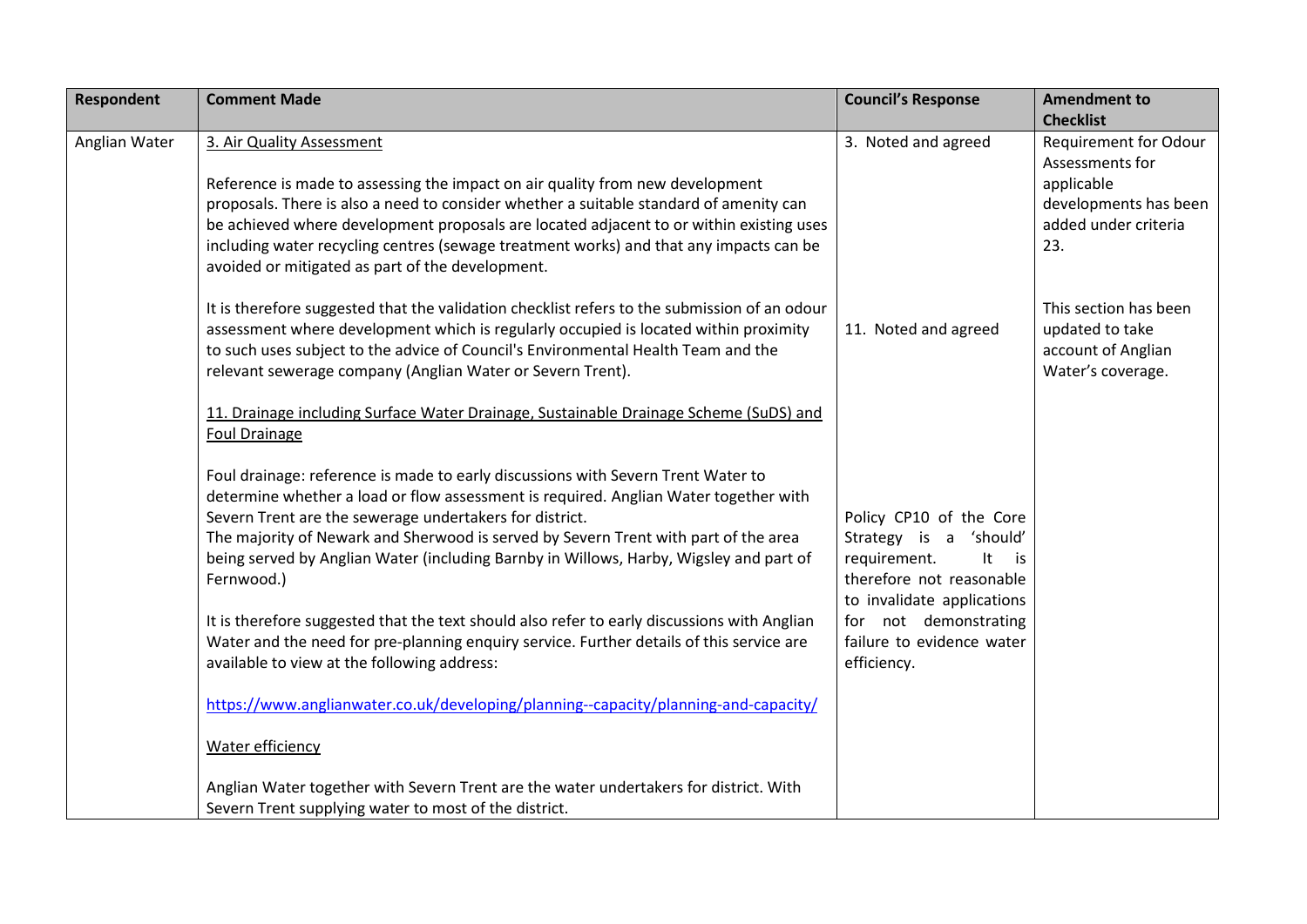| Respondent | Comment Made | Council's Response | Amendment to Checklist |
|---|---|---|---|
| Anglian Water | 3. Air Quality Assessment<br><br>Reference is made to assessing the impact on air quality from new development proposals. There is also a need to consider whether a suitable standard of amenity can be achieved where development proposals are located adjacent to or within existing uses including water recycling centres (sewage treatment works) and that any impacts can be avoided or mitigated as part of the development.<br><br>It is therefore suggested that the validation checklist refers to the submission of an odour assessment where development which is regularly occupied is located within proximity to such uses subject to the advice of Council's Environmental Health Team and the relevant sewerage company (Anglian Water or Severn Trent).<br><br>11. Drainage including Surface Water Drainage, Sustainable Drainage Scheme (SuDS) and Foul Drainage<br><br>Foul drainage: reference is made to early discussions with Severn Trent Water to determine whether a load or flow assessment is required. Anglian Water together with Severn Trent are the sewerage undertakers for district.<br>The majority of Newark and Sherwood is served by Severn Trent with part of the area being served by Anglian Water (including Barnby in Willows, Harby, Wigsley and part of Fernwood.)<br><br>It is therefore suggested that the text should also refer to early discussions with Anglian Water and the need for pre-planning enquiry service. Further details of this service are available to view at the following address:<br><br>https://www.anglianwater.co.uk/developing/planning--capacity/planning-and-capacity/<br><br>Water efficiency<br><br>Anglian Water together with Severn Trent are the water undertakers for district. With Severn Trent supplying water to most of the district. | 3. Noted and agreed<br><br>11. Noted and agreed<br><br>Policy CP10 of the Core Strategy is a 'should' requirement. It is therefore not reasonable to invalidate applications for not demonstrating failure to evidence water efficiency. | Requirement for Odour Assessments for applicable developments has been added under criteria 23.<br><br>This section has been updated to take account of Anglian Water's coverage. |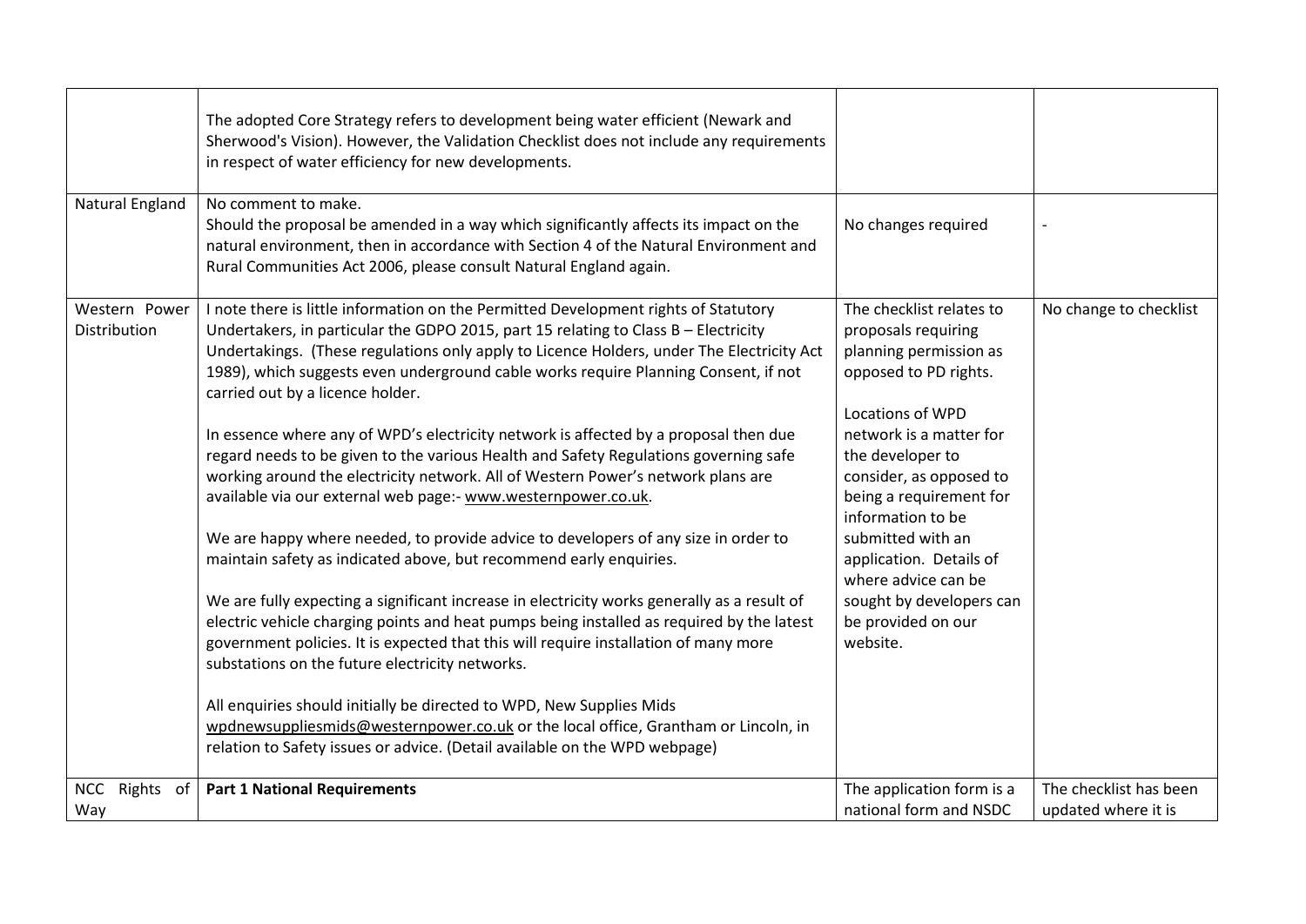| | | | |
|---|---|---|---|
| | The adopted Core Strategy refers to development being water efficient (Newark and Sherwood's Vision). However, the Validation Checklist does not include any requirements in respect of water efficiency for new developments. | | |
| Natural England | No comment to make.<br>Should the proposal be amended in a way which significantly affects its impact on the natural environment, then in accordance with Section 4 of the Natural Environment and Rural Communities Act 2006, please consult Natural England again. | No changes required | - |
| Western Power Distribution | I note there is little information on the Permitted Development rights of Statutory Undertakers, in particular the GDPO 2015, part 15 relating to Class B – Electricity Undertakings. (These regulations only apply to Licence Holders, under The Electricity Act 1989), which suggests even underground cable works require Planning Consent, if not carried out by a licence holder.<br><br>In essence where any of WPD's electricity network is affected by a proposal then due regard needs to be given to the various Health and Safety Regulations governing safe working around the electricity network. All of Western Power's network plans are available via our external web page:- www.westernpower.co.uk.<br><br>We are happy where needed, to provide advice to developers of any size in order to maintain safety as indicated above, but recommend early enquiries.<br><br>We are fully expecting a significant increase in electricity works generally as a result of electric vehicle charging points and heat pumps being installed as required by the latest government policies. It is expected that this will require installation of many more substations on the future electricity networks.<br><br>All enquiries should initially be directed to WPD, New Supplies Mids wpdnewsuppliesmids@westernpower.co.uk or the local office, Grantham or Lincoln, in relation to Safety issues or advice. (Detail available on the WPD webpage) | The checklist relates to proposals requiring planning permission as opposed to PD rights.<br><br>Locations of WPD network is a matter for the developer to consider, as opposed to being a requirement for information to be submitted with an application. Details of where advice can be sought by developers can be provided on our website. | No change to checklist |
| NCC Rights of Way | **Part 1 National Requirements** | The application form is a national form and NSDC | The checklist has been updated where it is |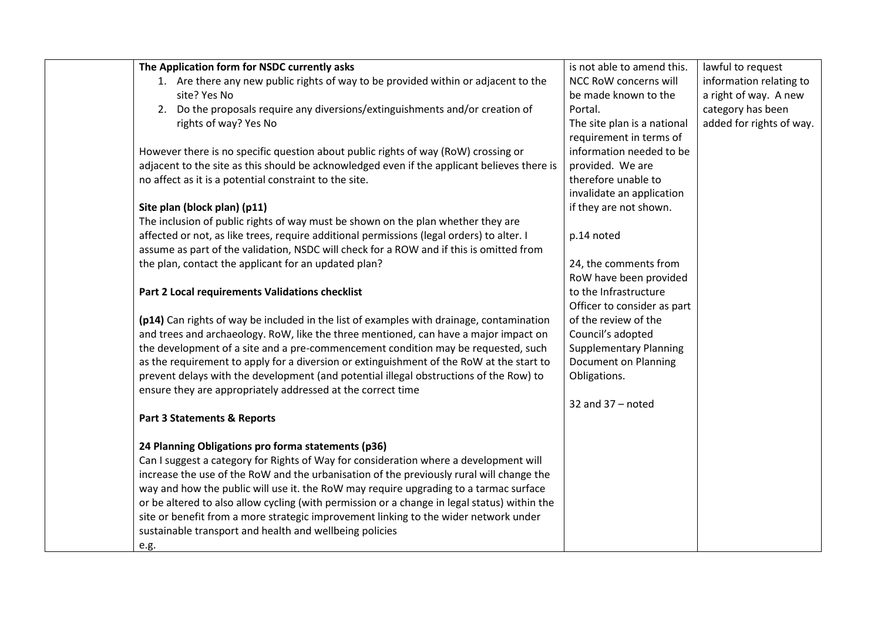|  | **The Application form for NSDC currently asks**<br>1. Are there any new public rights of way to be provided within or adjacent to the site? Yes No<br>2. Do the proposals require any diversions/extinguishments and/or creation of rights of way? Yes No<br><br>However there is no specific question about public rights of way (RoW) crossing or adjacent to the site as this should be acknowledged even if the applicant believes there is no affect as it is a potential constraint to the site.<br><br>**Site plan (block plan) (p11)**<br>The inclusion of public rights of way must be shown on the plan whether they are affected or not, as like trees, require additional permissions (legal orders) to alter. I assume as part of the validation, NSDC will check for a ROW and if this is omitted from the plan, contact the applicant for an updated plan?<br><br>**Part 2 Local requirements Validations checklist**<br><br>**(p14)** Can rights of way be included in the list of examples with drainage, contamination and trees and archaeology. RoW, like the three mentioned, can have a major impact on the development of a site and a pre-commencement condition may be requested, such as the requirement to apply for a diversion or extinguishment of the RoW at the start to prevent delays with the development (and potential illegal obstructions of the Row) to ensure they are appropriately addressed at the correct time<br><br>**Part 3 Statements & Reports**<br><br>**24 Planning Obligations pro forma statements (p36)**<br>Can I suggest a category for Rights of Way for consideration where a development will increase the use of the RoW and the urbanisation of the previously rural will change the way and how the public will use it. the RoW may require upgrading to a tarmac surface or be altered to also allow cycling (with permission or a change in legal status) within the site or benefit from a more strategic improvement linking to the wider network under sustainable transport and health and wellbeing policies<br>e.g. | is not able to amend this. NCC RoW concerns will be made known to the Portal.<br>The site plan is a national requirement in terms of information needed to be provided. We are therefore unable to invalidate an application if they are not shown.<br><br>p.14 noted<br><br>24, the comments from RoW have been provided to the Infrastructure Officer to consider as part of the review of the Council's adopted Supplementary Planning Document on Planning Obligations.<br><br>32 and 37 – noted | lawful to request information relating to a right of way. A new category has been added for rights of way. |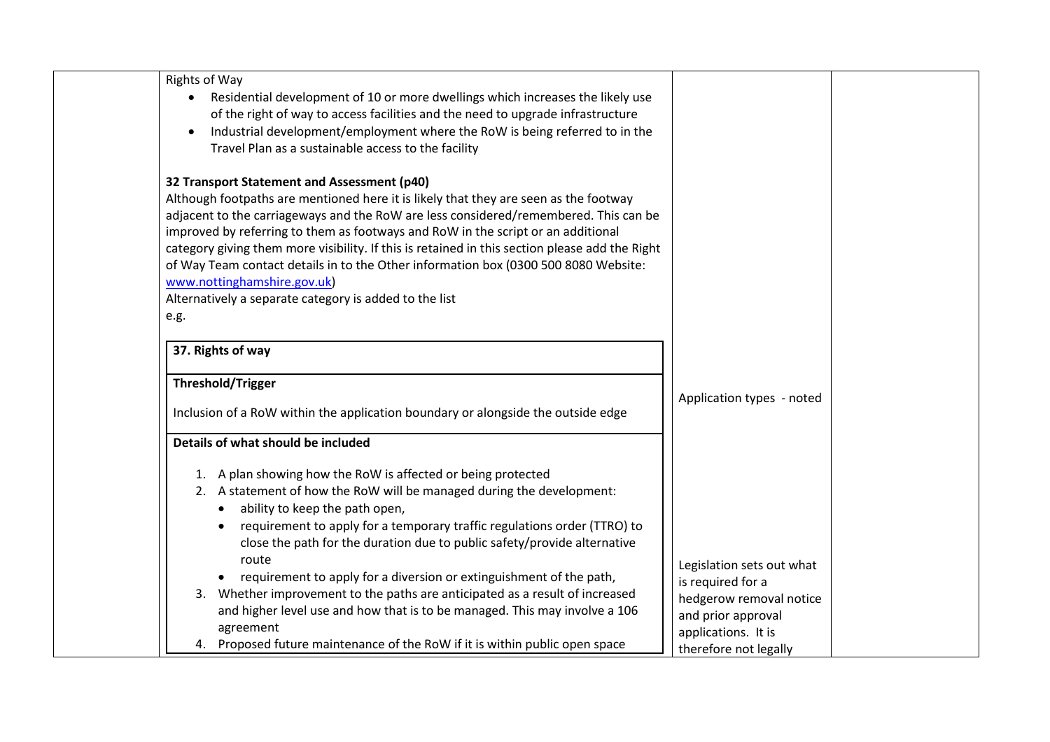| | | | |
|---|---|---|---|
| | Rights of Way<br>• Residential development of 10 or more dwellings which increases the likely use of the right of way to access facilities and the need to upgrade infrastructure<br>• Industrial development/employment where the RoW is being referred to in the Travel Plan as a sustainable access to the facility<br><br>**32 Transport Statement and Assessment (p40)**<br>Although footpaths are mentioned here it is likely that they are seen as the footway adjacent to the carriageways and the RoW are less considered/remembered. This can be improved by referring to them as footways and RoW in the script or an additional category giving them more visibility. If this is retained in this section please add the Right of Way Team contact details in to the Other information box (0300 500 8080 Website: [www.nottinghamshire.gov.uk](http://www.nottinghamshire.gov.uk))<br>Alternatively a separate category is added to the list<br>e.g.<br><br>**37. Rights of way**<br><br>**Threshold/Trigger**<br>Inclusion of a RoW within the application boundary or alongside the outside edge<br><br>**Details of what should be included**<br>1. A plan showing how the RoW is affected or being protected<br>2. A statement of how the RoW will be managed during the development:<br>• ability to keep the path open,<br>• requirement to apply for a temporary traffic regulations order (TTRO) to close the path for the duration due to public safety/provide alternative route<br>• requirement to apply for a diversion or extinguishment of the path,<br>3. Whether improvement to the paths are anticipated as a result of increased and higher level use and how that is to be managed. This may involve a 106 agreement<br>4. Proposed future maintenance of the RoW if it is within public open space | Application types - noted<br><br>Legislation sets out what is required for a hedgerow removal notice and prior approval applications. It is therefore not legally | |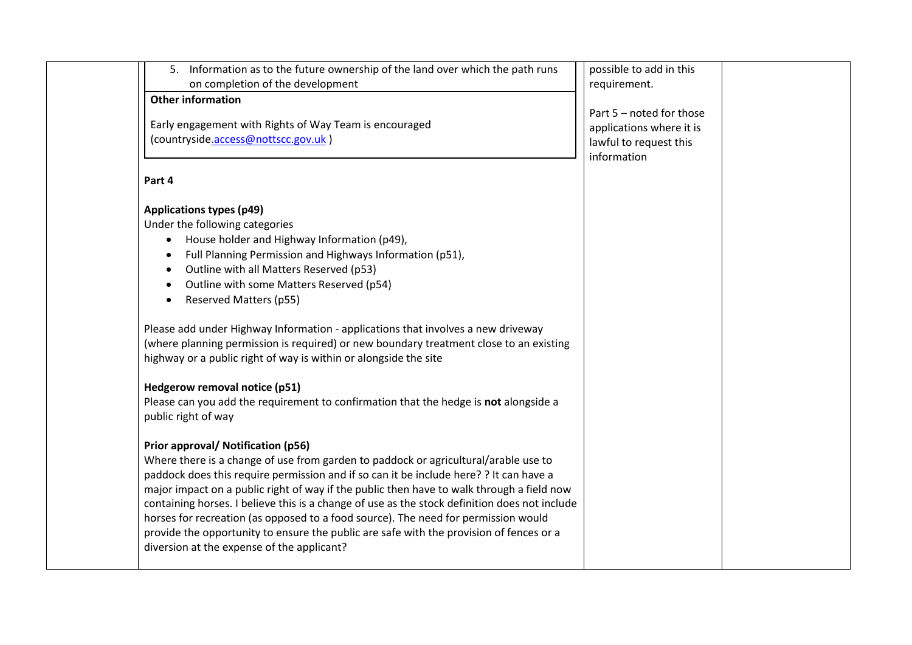| | | | |
|---|---|---|---|
| | 5. Information as to the future ownership of the land over which the path runs on completion of the development<br><br>**Other information**<br><br>Early engagement with Rights of Way Team is encouraged (countryside.access@nottscc.gov.uk )<br><br>**Part 4**<br><br>**Applications types (p49)**<br>Under the following categories<br>• House holder and Highway Information (p49),<br>• Full Planning Permission and Highways Information (p51),<br>• Outline with all Matters Reserved (p53)<br>• Outline with some Matters Reserved (p54)<br>• Reserved Matters (p55)<br><br>Please add under Highway Information - applications that involves a new driveway (where planning permission is required) or new boundary treatment close to an existing highway or a public right of way is within or alongside the site<br><br>**Hedgerow removal notice (p51)**<br>Please can you add the requirement to confirmation that the hedge is **not** alongside a public right of way<br><br>**Prior approval/ Notification (p56)**<br>Where there is a change of use from garden to paddock or agricultural/arable use to paddock does this require permission and if so can it be include here? ? It can have a major impact on a public right of way if the public then have to walk through a field now containing horses. I believe this is a change of use as the stock definition does not include horses for recreation (as opposed to a food source). The need for permission would provide the opportunity to ensure the public are safe with the provision of fences or a diversion at the expense of the applicant? | possible to add in this requirement.<br><br>Part 5 – noted for those applications where it is lawful to request this information | |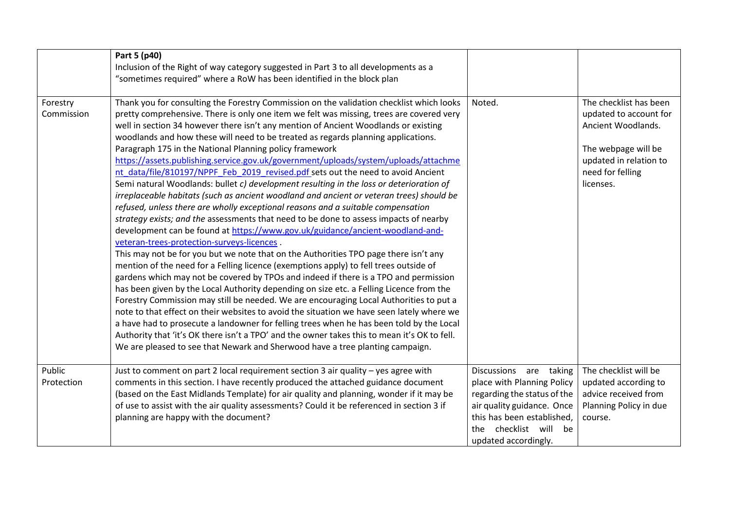| | | | |
|---|---|---|---|
| | **Part 5 (p40)**<br>Inclusion of the Right of way category suggested in Part 3 to all developments as a "sometimes required" where a RoW has been identified in the block plan | | |
| Forestry Commission | Thank you for consulting the Forestry Commission on the validation checklist which looks pretty comprehensive. There is only one item we felt was missing, trees are covered very well in section 34 however there isn't any mention of Ancient Woodlands or existing woodlands and how these will need to be treated as regards planning applications. Paragraph 175 in the National Planning policy framework https://assets.publishing.service.gov.uk/government/uploads/system/uploads/attachment_data/file/810197/NPPF_Feb_2019_revised.pdf sets out the need to avoid Ancient Semi natural Woodlands: bullet *c) development resulting in the loss or deterioration of irreplaceable habitats (such as ancient woodland and ancient or veteran trees) should be refused, unless there are wholly exceptional reasons and a suitable compensation strategy exists; and the* assessments that need to be done to assess impacts of nearby development can be found at https://www.gov.uk/guidance/ancient-woodland-and-veteran-trees-protection-surveys-licences .<br>This may not be for you but we note that on the Authorities TPO page there isn't any mention of the need for a Felling licence (exemptions apply) to fell trees outside of gardens which may not be covered by TPOs and indeed if there is a TPO and permission has been given by the Local Authority depending on size etc. a Felling Licence from the Forestry Commission may still be needed. We are encouraging Local Authorities to put a note to that effect on their websites to avoid the situation we have seen lately where we a have had to prosecute a landowner for felling trees when he has been told by the Local Authority that 'it's OK there isn't a TPO' and the owner takes this to mean it's OK to fell. We are pleased to see that Newark and Sherwood have a tree planting campaign. | Noted. | The checklist has been updated to account for Ancient Woodlands.<br><br>The webpage will be updated in relation to need for felling licenses. |
| Public Protection | Just to comment on part 2 local requirement section 3 air quality – yes agree with comments in this section. I have recently produced the attached guidance document (based on the East Midlands Template) for air quality and planning, wonder if it may be of use to assist with the air quality assessments? Could it be referenced in section 3 if planning are happy with the document? | Discussions are taking place with Planning Policy regarding the status of the air quality guidance. Once this has been established, the checklist will be updated accordingly. | The checklist will be updated according to advice received from Planning Policy in due course. |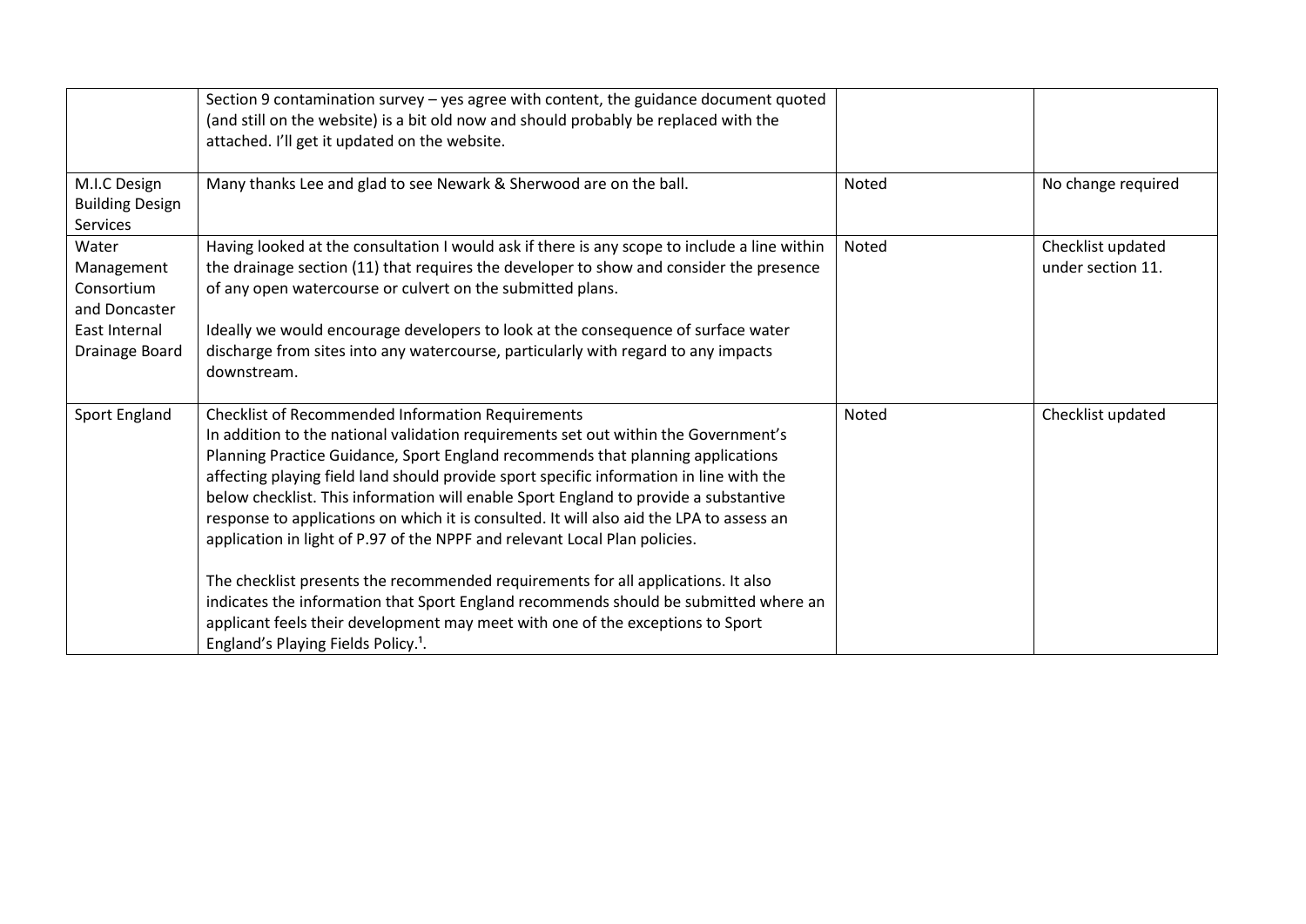| | | | |
|---|---|---|---|
| | Section 9 contamination survey – yes agree with content, the guidance document quoted (and still on the website) is a bit old now and should probably be replaced with the attached. I'll get it updated on the website. | | |
| M.I.C Design Building Design Services | Many thanks Lee and glad to see Newark & Sherwood are on the ball. | Noted | No change required |
| Water Management Consortium and Doncaster East Internal Drainage Board | Having looked at the consultation I would ask if there is any scope to include a line within the drainage section (11) that requires the developer to show and consider the presence of any open watercourse or culvert on the submitted plans.<br><br>Ideally we would encourage developers to look at the consequence of surface water discharge from sites into any watercourse, particularly with regard to any impacts downstream. | Noted | Checklist updated under section 11. |
| Sport England | Checklist of Recommended Information Requirements<br>In addition to the national validation requirements set out within the Government's Planning Practice Guidance, Sport England recommends that planning applications affecting playing field land should provide sport specific information in line with the below checklist. This information will enable Sport England to provide a substantive response to applications on which it is consulted. It will also aid the LPA to assess an application in light of P.97 of the NPPF and relevant Local Plan policies.<br><br>The checklist presents the recommended requirements for all applications. It also indicates the information that Sport England recommends should be submitted where an applicant feels their development may meet with one of the exceptions to Sport England's Playing Fields Policy.[1]. | Noted | Checklist updated |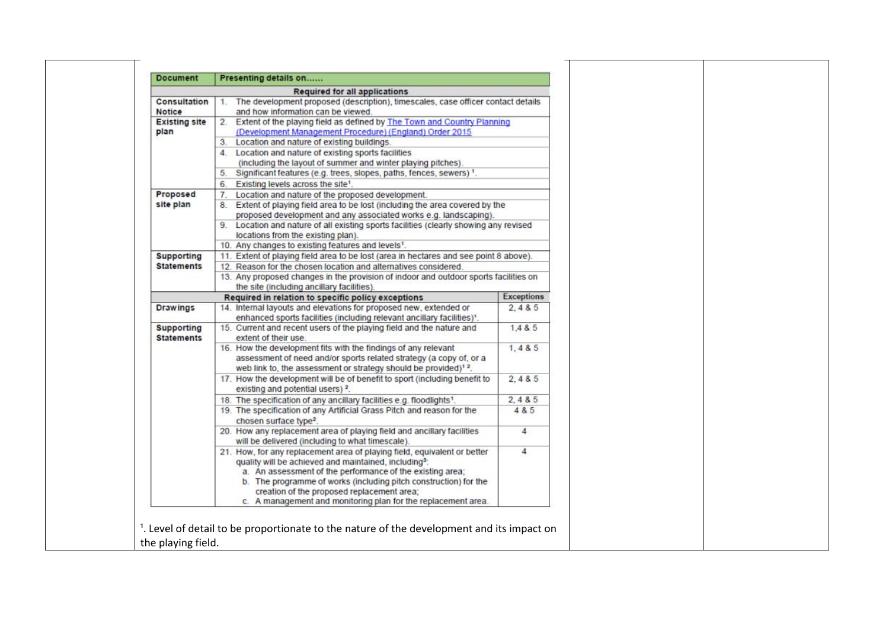| Document | Presenting details on...... | |
|---|---|---|
| **Required for all applications** | | |
| Consultation Notice | 1. The development proposed (description), timescales, case officer contact details and how information can be viewed. | |
| Existing site plan | 2. Extent of the playing field as defined by The Town and Country Planning (Development Management Procedure) (England) Order 2015 | |
| | 3. Location and nature of existing buildings. | |
| | 4. Location and nature of existing sports facilities (including the layout of summer and winter playing pitches). | |
| | 5. Significant features (e.g. trees, slopes, paths, fences, sewers) [1]. | |
| | 6. Existing levels across the site[1]. | |
| Proposed site plan | 7. Location and nature of the proposed development. | |
| | 8. Extent of playing field area to be lost (including the area covered by the proposed development and any associated works e.g. landscaping). | |
| | 9. Location and nature of all existing sports facilities (clearly showing any revised locations from the existing plan). | |
| | 10. Any changes to existing features and levels[1]. | |
| Supporting Statements | 11. Extent of playing field area to be lost (area in hectares and see point 8 above). | |
| | 12. Reason for the chosen location and alternatives considered. | |
| | 13. Any proposed changes in the provision of indoor and outdoor sports facilities on the site (including ancillary facilities). | |
| **Required in relation to specific policy exceptions** | | **Exceptions** |
| Drawings | 14. Internal layouts and elevations for proposed new, extended or enhanced sports facilities (including relevant ancillary facilities)[1]. | 2, 4 & 5 |
| Supporting Statements | 15. Current and recent users of the playing field and the nature and extent of their use. | 1,4 & 5 |
| | 16. How the development fits with the findings of any relevant assessment of need and/or sports related strategy (a copy of, or a web link to, the assessment or strategy should be provided)[1 2]. | 1, 4 & 5 |
| | 17. How the development will be of benefit to sport (including benefit to existing and potential users) [2]. | 2, 4 & 5 |
| | 18. The specification of any ancillary facilities e.g. floodlights[1]. | 2, 4 & 5 |
| | 19. The specification of any Artificial Grass Pitch and reason for the chosen surface type[2]. | 4 & 5 |
| | 20. How any replacement area of playing field and ancillary facilities will be delivered (including to what timescale). | 4 |
| | 21. How, for any replacement area of playing field, equivalent or better quality will be achieved and maintained, including[3]: a. An assessment of the performance of the existing area; b. The programme of works (including pitch construction) for the creation of the proposed replacement area; c. A management and monitoring plan for the replacement area. | 4 |

[1]. Level of detail to be proportionate to the nature of the development and its impact on the playing field.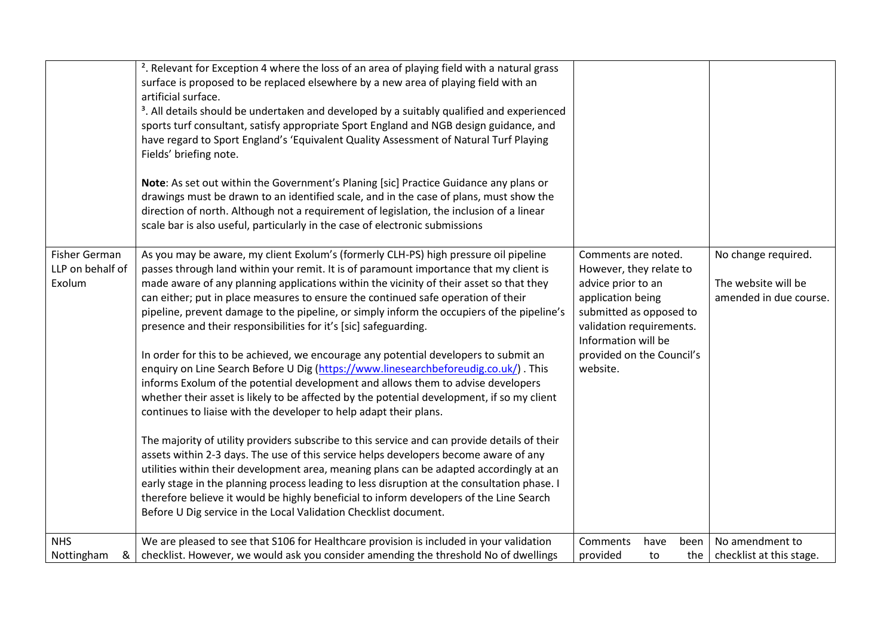| | | | |
|---|---|---|---|
| | [2]. Relevant for Exception 4 where the loss of an area of playing field with a natural grass surface is proposed to be replaced elsewhere by a new area of playing field with an artificial surface.<br>[3]. All details should be undertaken and developed by a suitably qualified and experienced sports turf consultant, satisfy appropriate Sport England and NGB design guidance, and have regard to Sport England's 'Equivalent Quality Assessment of Natural Turf Playing Fields' briefing note.<br><br>**Note**: As set out within the Government's Planing [sic] Practice Guidance any plans or drawings must be drawn to an identified scale, and in the case of plans, must show the direction of north. Although not a requirement of legislation, the inclusion of a linear scale bar is also useful, particularly in the case of electronic submissions | | |
| Fisher German LLP on behalf of Exolum | As you may be aware, my client Exolum's (formerly CLH-PS) high pressure oil pipeline passes through land within your remit. It is of paramount importance that my client is made aware of any planning applications within the vicinity of their asset so that they can either; put in place measures to ensure the continued safe operation of their pipeline, prevent damage to the pipeline, or simply inform the occupiers of the pipeline's presence and their responsibilities for it's [sic] safeguarding.<br><br>In order for this to be achieved, we encourage any potential developers to submit an enquiry on Line Search Before U Dig (https://www.linesearchbeforeudig.co.uk/) . This informs Exolum of the potential development and allows them to advise developers whether their asset is likely to be affected by the potential development, if so my client continues to liaise with the developer to help adapt their plans.<br><br>The majority of utility providers subscribe to this service and can provide details of their assets within 2-3 days. The use of this service helps developers become aware of any utilities within their development area, meaning plans can be adapted accordingly at an early stage in the planning process leading to less disruption at the consultation phase. I therefore believe it would be highly beneficial to inform developers of the Line Search Before U Dig service in the Local Validation Checklist document. | Comments are noted. However, they relate to advice prior to an application being submitted as opposed to validation requirements. Information will be provided on the Council's website. | No change required.<br><br>The website will be amended in due course. |
| NHS Nottingham & | We are pleased to see that S106 for Healthcare provision is included in your validation checklist. However, we would ask you consider amending the threshold No of dwellings | Comments have been provided to the | No amendment to checklist at this stage. |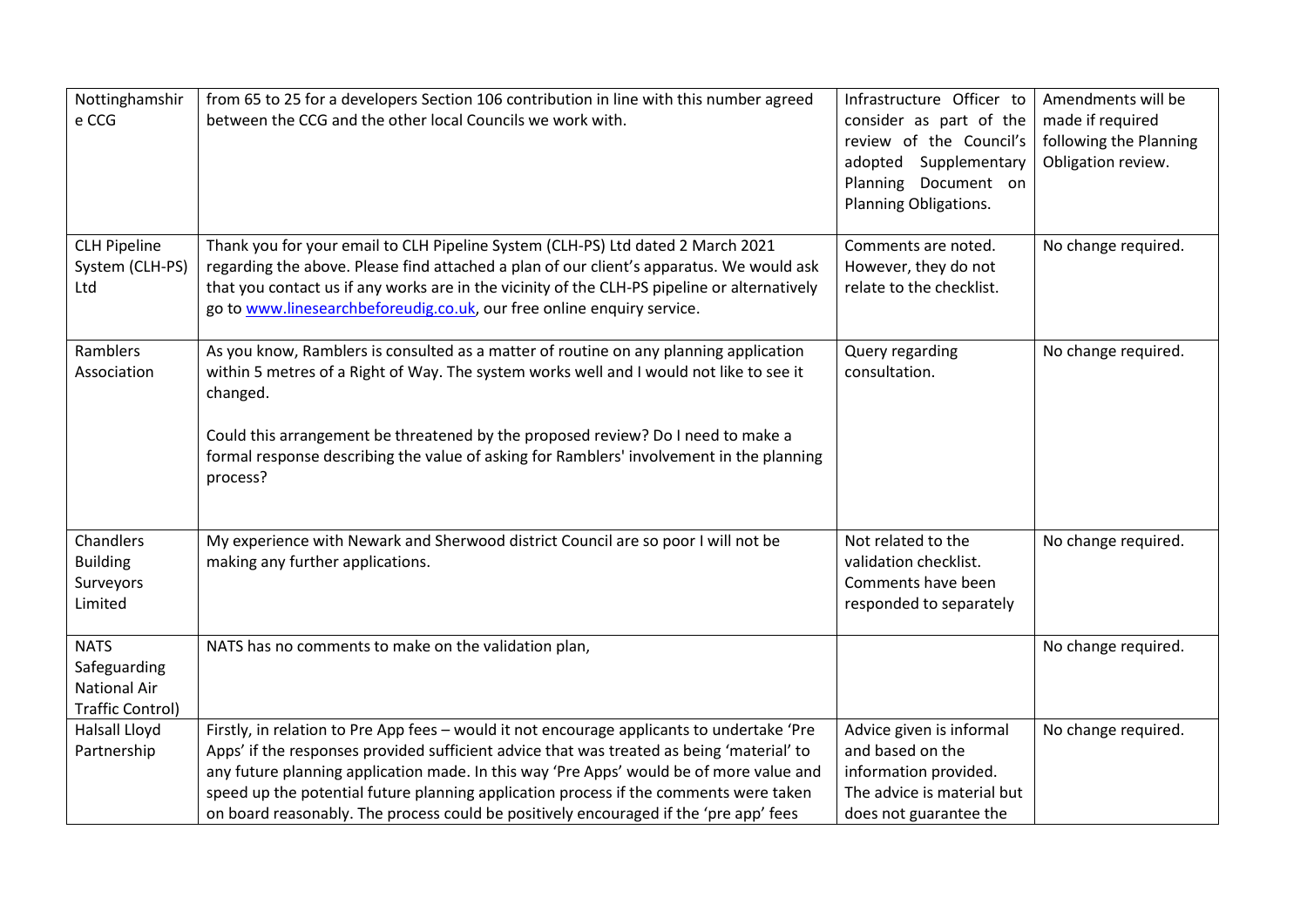| | | | |
|---|---|---|---|
| Nottinghamshire CCG | from 65 to 25 for a developers Section 106 contribution in line with this number agreed between the CCG and the other local Councils we work with. | Infrastructure Officer to consider as part of the review of the Council's adopted Supplementary Planning Document on Planning Obligations. | Amendments will be made if required following the Planning Obligation review. |
| CLH Pipeline System (CLH-PS) Ltd | Thank you for your email to CLH Pipeline System (CLH-PS) Ltd dated 2 March 2021 regarding the above. Please find attached a plan of our client's apparatus. We would ask that you contact us if any works are in the vicinity of the CLH-PS pipeline or alternatively go to [www.linesearchbeforeudig.co.uk](http://www.linesearchbeforeudig.co.uk), our free online enquiry service. | Comments are noted. However, they do not relate to the checklist. | No change required. |
| Ramblers Association | As you know, Ramblers is consulted as a matter of routine on any planning application within 5 metres of a Right of Way. The system works well and I would not like to see it changed.<br><br>Could this arrangement be threatened by the proposed review? Do I need to make a formal response describing the value of asking for Ramblers' involvement in the planning process? | Query regarding consultation. | No change required. |
| Chandlers Building Surveyors Limited | My experience with Newark and Sherwood district Council are so poor I will not be making any further applications. | Not related to the validation checklist. Comments have been responded to separately | No change required. |
| NATS Safeguarding National Air Traffic Control) | NATS has no comments to make on the validation plan, | | No change required. |
| Halsall Lloyd Partnership | Firstly, in relation to Pre App fees – would it not encourage applicants to undertake 'Pre Apps' if the responses provided sufficient advice that was treated as being 'material' to any future planning application made. In this way 'Pre Apps' would be of more value and speed up the potential future planning application process if the comments were taken on board reasonably. The process could be positively encouraged if the 'pre app' fees | Advice given is informal and based on the information provided. The advice is material but does not guarantee the | No change required. |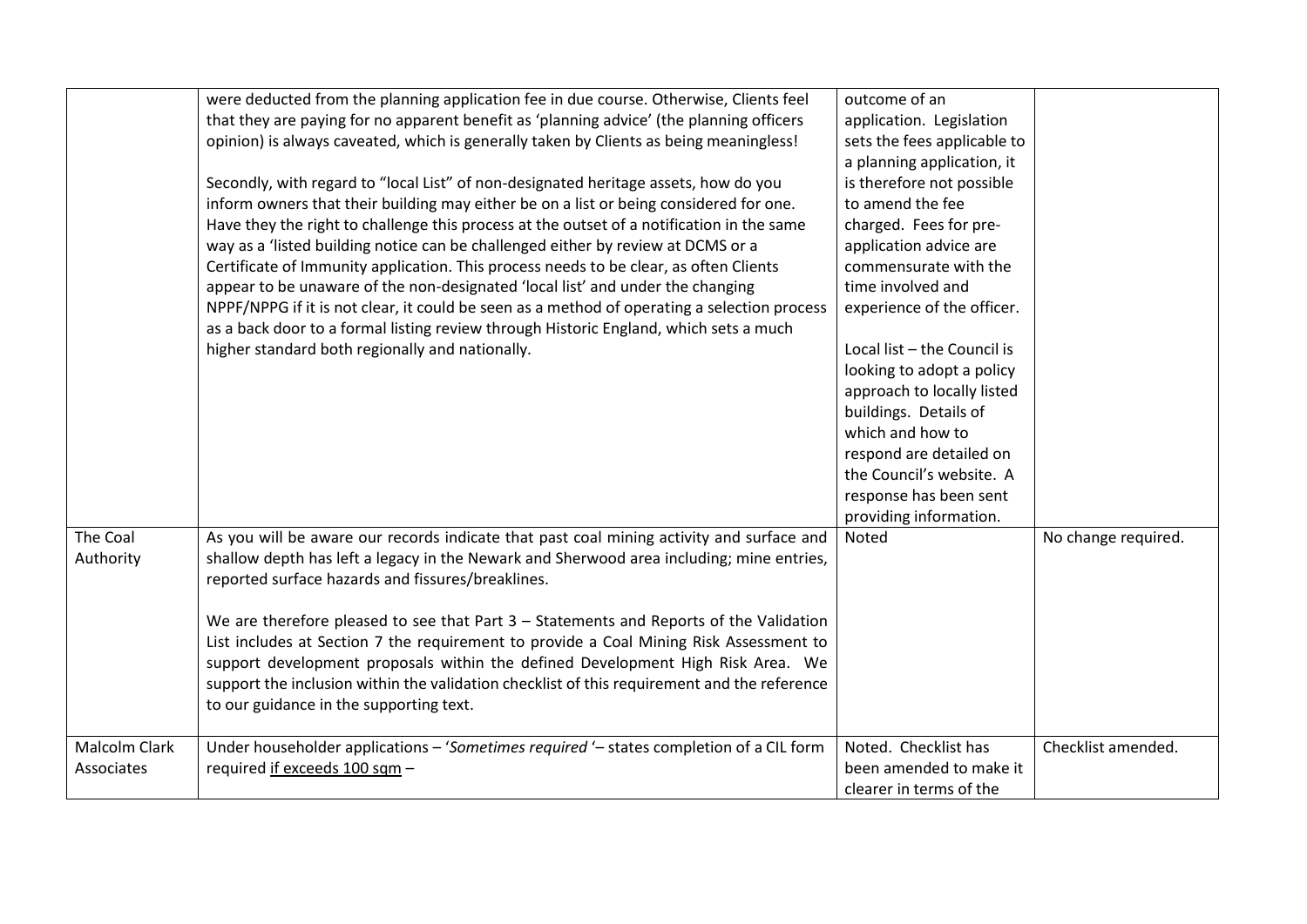| | | | |
|---|---|---|---|
| | were deducted from the planning application fee in due course. Otherwise, Clients feel that they are paying for no apparent benefit as 'planning advice' (the planning officers opinion) is always caveated, which is generally taken by Clients as being meaningless!<br><br>Secondly, with regard to "local List" of non-designated heritage assets, how do you inform owners that their building may either be on a list or being considered for one. Have they the right to challenge this process at the outset of a notification in the same way as a 'listed building notice can be challenged either by review at DCMS or a Certificate of Immunity application. This process needs to be clear, as often Clients appear to be unaware of the non-designated 'local list' and under the changing NPPF/NPPG if it is not clear, it could be seen as a method of operating a selection process as a back door to a formal listing review through Historic England, which sets a much higher standard both regionally and nationally. | outcome of an application. Legislation sets the fees applicable to a planning application, it is therefore not possible to amend the fee charged. Fees for pre-application advice are commensurate with the time involved and experience of the officer.<br><br>Local list – the Council is looking to adopt a policy approach to locally listed buildings. Details of which and how to respond are detailed on the Council's website. A response has been sent providing information. | |
| The Coal Authority | As you will be aware our records indicate that past coal mining activity and surface and shallow depth has left a legacy in the Newark and Sherwood area including; mine entries, reported surface hazards and fissures/breaklines.<br><br>We are therefore pleased to see that Part 3 – Statements and Reports of the Validation List includes at Section 7 the requirement to provide a Coal Mining Risk Assessment to support development proposals within the defined Development High Risk Area. We support the inclusion within the validation checklist of this requirement and the reference to our guidance in the supporting text. | Noted | No change required. |
| Malcolm Clark Associates | Under householder applications – '*Sometimes required* '– states completion of a CIL form required if exceeds 100 sqm – | Noted. Checklist has been amended to make it clearer in terms of the | Checklist amended. |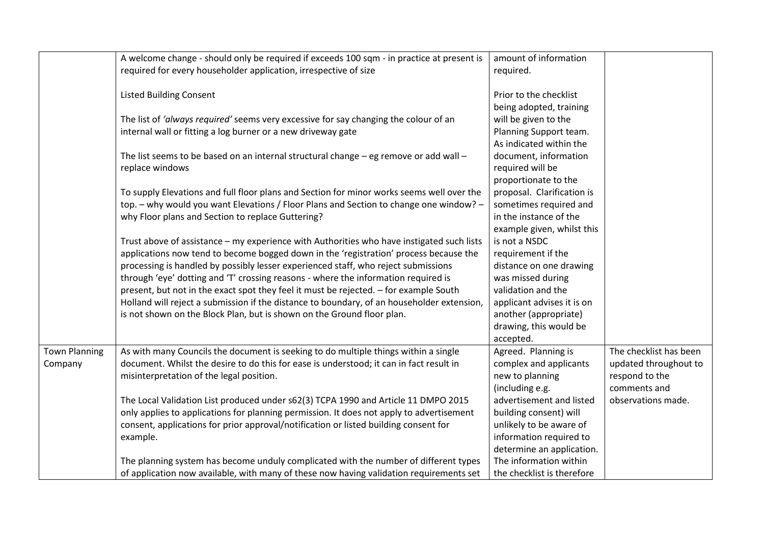| | | | |
|---|---|---|---|
| | A welcome change - should only be required if exceeds 100 sqm - in practice at present is required for every householder application, irrespective of size<br><br>Listed Building Consent<br><br>The list of *'always required'* seems very excessive for say changing the colour of an internal wall or fitting a log burner or a new driveway gate<br><br>The list seems to be based on an internal structural change – eg remove or add wall – replace windows<br><br>To supply Elevations and full floor plans and Section for minor works seems well over the top. – why would you want Elevations / Floor Plans and Section to change one window? – why Floor plans and Section to replace Guttering?<br><br>Trust above of assistance – my experience with Authorities who have instigated such lists applications now tend to become bogged down in the 'registration' process because the processing is handled by possibly lesser experienced staff, who reject submissions through 'eye' dotting and 'T' crossing reasons - where the information required is present, but not in the exact spot they feel it must be rejected. – for example South Holland will reject a submission if the distance to boundary, of an householder extension, is not shown on the Block Plan, but is shown on the Ground floor plan. | amount of information required.<br><br>Prior to the checklist being adopted, training will be given to the Planning Support team. As indicated within the document, information required will be proportionate to the proposal. Clarification is sometimes required and in the instance of the example given, whilst this is not a NSDC requirement if the distance on one drawing was missed during validation and the applicant advises it is on another (appropriate) drawing, this would be accepted. | |
| Town Planning Company | As with many Councils the document is seeking to do multiple things within a single document. Whilst the desire to do this for ease is understood; it can in fact result in misinterpretation of the legal position.<br><br>The Local Validation List produced under s62(3) TCPA 1990 and Article 11 DMPO 2015 only applies to applications for planning permission. It does not apply to advertisement consent, applications for prior approval/notification or listed building consent for example.<br><br>The planning system has become unduly complicated with the number of different types of application now available, with many of these now having validation requirements set | Agreed. Planning is complex and applicants new to planning (including e.g. advertisement and listed building consent) will unlikely to be aware of information required to determine an application. The information within the checklist is therefore | The checklist has been updated throughout to respond to the comments and observations made. |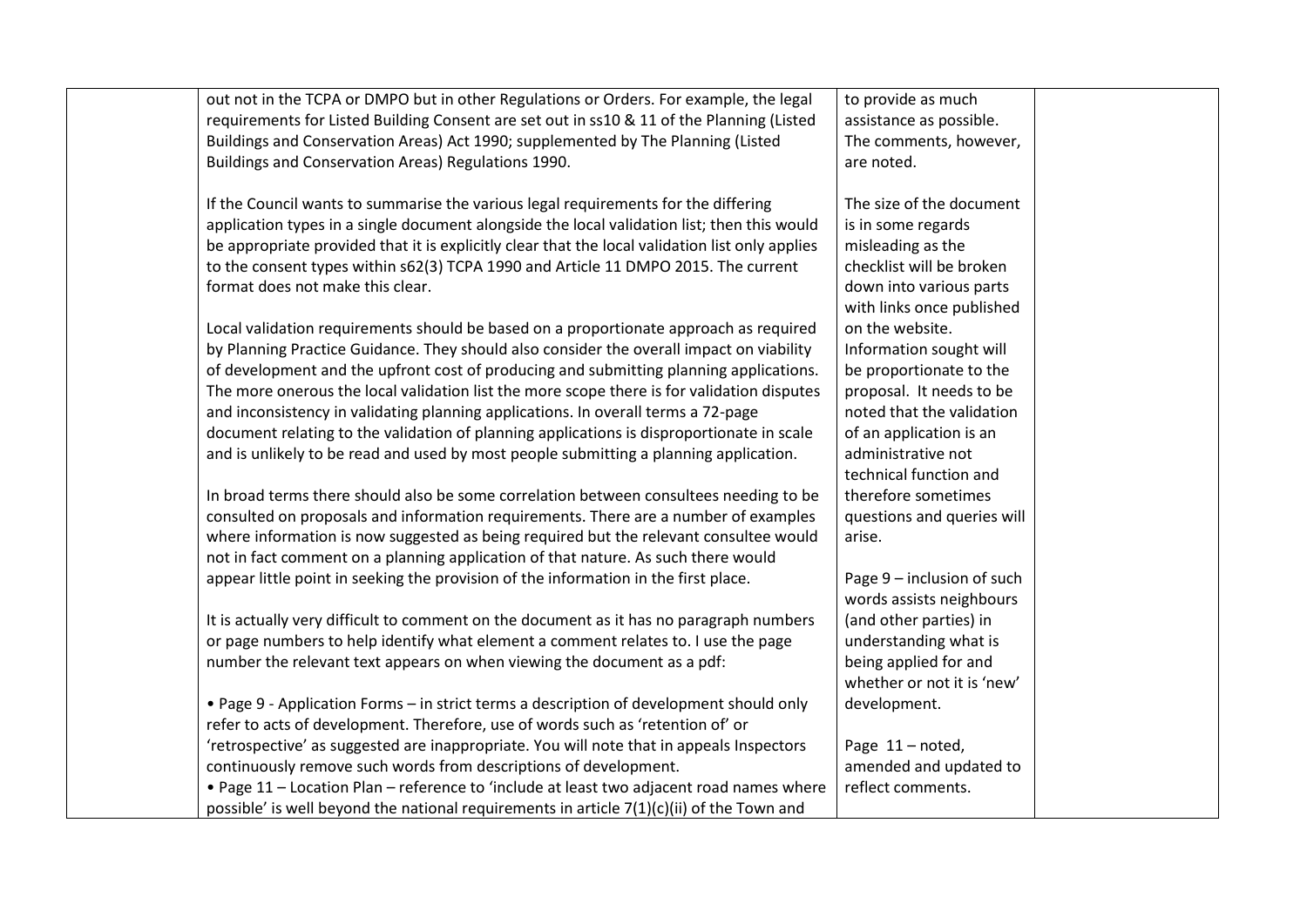| | | | |
|---|---|---|---|
| | out not in the TCPA or DMPO but in other Regulations or Orders. For example, the legal requirements for Listed Building Consent are set out in ss10 & 11 of the Planning (Listed Buildings and Conservation Areas) Act 1990; supplemented by The Planning (Listed Buildings and Conservation Areas) Regulations 1990.<br><br>If the Council wants to summarise the various legal requirements for the differing application types in a single document alongside the local validation list; then this would be appropriate provided that it is explicitly clear that the local validation list only applies to the consent types within s62(3) TCPA 1990 and Article 11 DMPO 2015. The current format does not make this clear.<br><br>Local validation requirements should be based on a proportionate approach as required by Planning Practice Guidance. They should also consider the overall impact on viability of development and the upfront cost of producing and submitting planning applications. The more onerous the local validation list the more scope there is for validation disputes and inconsistency in validating planning applications. In overall terms a 72-page document relating to the validation of planning applications is disproportionate in scale and is unlikely to be read and used by most people submitting a planning application.<br><br>In broad terms there should also be some correlation between consultees needing to be consulted on proposals and information requirements. There are a number of examples where information is now suggested as being required but the relevant consultee would not in fact comment on a planning application of that nature. As such there would appear little point in seeking the provision of the information in the first place.<br><br>It is actually very difficult to comment on the document as it has no paragraph numbers or page numbers to help identify what element a comment relates to. I use the page number the relevant text appears on when viewing the document as a pdf:<br><br>• Page 9 - Application Forms – in strict terms a description of development should only refer to acts of development. Therefore, use of words such as 'retention of' or 'retrospective' as suggested are inappropriate. You will note that in appeals Inspectors continuously remove such words from descriptions of development.<br>• Page 11 – Location Plan – reference to 'include at least two adjacent road names where possible' is well beyond the national requirements in article 7(1)(c)(ii) of the Town and | to provide as much assistance as possible. The comments, however, are noted.<br><br>The size of the document is in some regards misleading as the checklist will be broken down into various parts with links once published on the website. Information sought will be proportionate to the proposal. It needs to be noted that the validation of an application is an administrative not technical function and therefore sometimes questions and queries will arise.<br><br>Page 9 – inclusion of such words assists neighbours (and other parties) in understanding what is being applied for and whether or not it is 'new' development.<br><br>Page 11 – noted, amended and updated to reflect comments. | |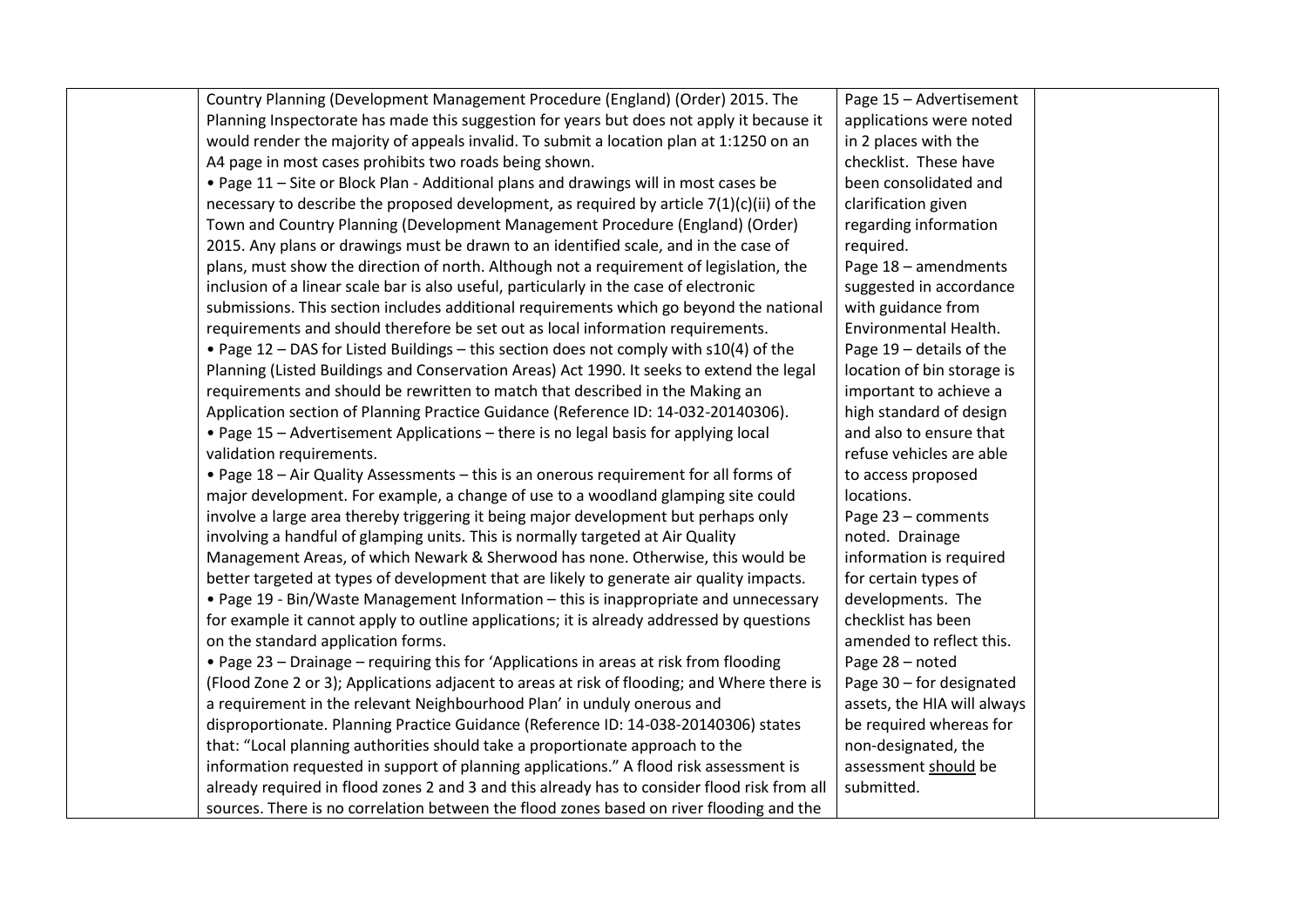| | Country Planning (Development Management Procedure (England) (Order) 2015. The Planning Inspectorate has made this suggestion for years but does not apply it because it would render the majority of appeals invalid. To submit a location plan at 1:1250 on an A4 page in most cases prohibits two roads being shown.<br>• Page 11 – Site or Block Plan - Additional plans and drawings will in most cases be necessary to describe the proposed development, as required by article 7(1)(c)(ii) of the Town and Country Planning (Development Management Procedure (England) (Order) 2015. Any plans or drawings must be drawn to an identified scale, and in the case of plans, must show the direction of north. Although not a requirement of legislation, the inclusion of a linear scale bar is also useful, particularly in the case of electronic submissions. This section includes additional requirements which go beyond the national requirements and should therefore be set out as local information requirements.<br>• Page 12 – DAS for Listed Buildings – this section does not comply with s10(4) of the Planning (Listed Buildings and Conservation Areas) Act 1990. It seeks to extend the legal requirements and should be rewritten to match that described in the Making an Application section of Planning Practice Guidance (Reference ID: 14-032-20140306).<br>• Page 15 – Advertisement Applications – there is no legal basis for applying local validation requirements.<br>• Page 18 – Air Quality Assessments – this is an onerous requirement for all forms of major development. For example, a change of use to a woodland glamping site could involve a large area thereby triggering it being major development but perhaps only involving a handful of glamping units. This is normally targeted at Air Quality Management Areas, of which Newark & Sherwood has none. Otherwise, this would be better targeted at types of development that are likely to generate air quality impacts.<br>• Page 19 - Bin/Waste Management Information – this is inappropriate and unnecessary for example it cannot apply to outline applications; it is already addressed by questions on the standard application forms.<br>• Page 23 – Drainage – requiring this for 'Applications in areas at risk from flooding (Flood Zone 2 or 3); Applications adjacent to areas at risk of flooding; and Where there is a requirement in the relevant Neighbourhood Plan' in unduly onerous and disproportionate. Planning Practice Guidance (Reference ID: 14-038-20140306) states that: "Local planning authorities should take a proportionate approach to the information requested in support of planning applications." A flood risk assessment is already required in flood zones 2 and 3 and this already has to consider flood risk from all sources. There is no correlation between the flood zones based on river flooding and the | Page 15 – Advertisement applications were noted in 2 places with the checklist. These have been consolidated and clarification given regarding information required.<br>Page 18 – amendments suggested in accordance with guidance from Environmental Health.<br>Page 19 – details of the location of bin storage is important to achieve a high standard of design and also to ensure that refuse vehicles are able to access proposed locations.<br>Page 23 – comments noted. Drainage information is required for certain types of developments. The checklist has been amended to reflect this.<br>Page 28 – noted<br>Page 30 – for designated assets, the HIA will always be required whereas for non-designated, the assessment should be submitted. | |
|---|---|---|---|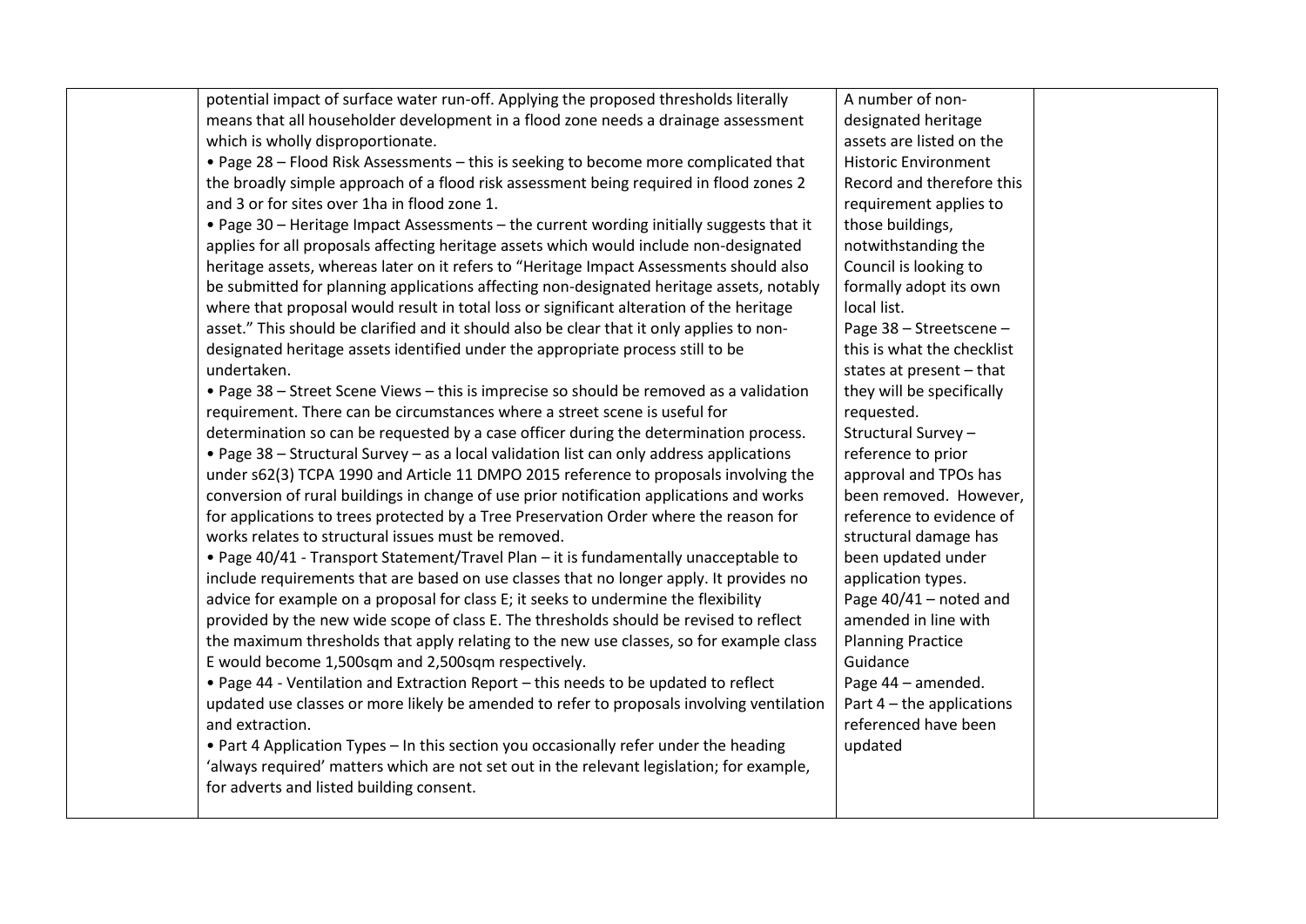| | | | |
|---|---|---|---|
| | potential impact of surface water run-off. Applying the proposed thresholds literally means that all householder development in a flood zone needs a drainage assessment which is wholly disproportionate.<br>• Page 28 – Flood Risk Assessments – this is seeking to become more complicated that the broadly simple approach of a flood risk assessment being required in flood zones 2 and 3 or for sites over 1ha in flood zone 1.<br>• Page 30 – Heritage Impact Assessments – the current wording initially suggests that it applies for all proposals affecting heritage assets which would include non-designated heritage assets, whereas later on it refers to "Heritage Impact Assessments should also be submitted for planning applications affecting non-designated heritage assets, notably where that proposal would result in total loss or significant alteration of the heritage asset." This should be clarified and it should also be clear that it only applies to non-designated heritage assets identified under the appropriate process still to be undertaken.<br>• Page 38 – Street Scene Views – this is imprecise so should be removed as a validation requirement. There can be circumstances where a street scene is useful for determination so can be requested by a case officer during the determination process.<br>• Page 38 – Structural Survey – as a local validation list can only address applications under s62(3) TCPA 1990 and Article 11 DMPO 2015 reference to proposals involving the conversion of rural buildings in change of use prior notification applications and works for applications to trees protected by a Tree Preservation Order where the reason for works relates to structural issues must be removed.<br>• Page 40/41 - Transport Statement/Travel Plan – it is fundamentally unacceptable to include requirements that are based on use classes that no longer apply. It provides no advice for example on a proposal for class E; it seeks to undermine the flexibility provided by the new wide scope of class E. The thresholds should be revised to reflect the maximum thresholds that apply relating to the new use classes, so for example class E would become 1,500sqm and 2,500sqm respectively.<br>• Page 44 - Ventilation and Extraction Report – this needs to be updated to reflect updated use classes or more likely be amended to refer to proposals involving ventilation and extraction.<br>• Part 4 Application Types – In this section you occasionally refer under the heading 'always required' matters which are not set out in the relevant legislation; for example, for adverts and listed building consent. | A number of non-designated heritage assets are listed on the Historic Environment Record and therefore this requirement applies to those buildings, notwithstanding the Council is looking to formally adopt its own local list.<br>Page 38 – Streetscene – this is what the checklist states at present – that they will be specifically requested.<br>Structural Survey – reference to prior approval and TPOs has been removed. However, reference to evidence of structural damage has been updated under application types.<br>Page 40/41 – noted and amended in line with Planning Practice Guidance<br>Page 44 – amended.<br>Part 4 – the applications referenced have been updated | |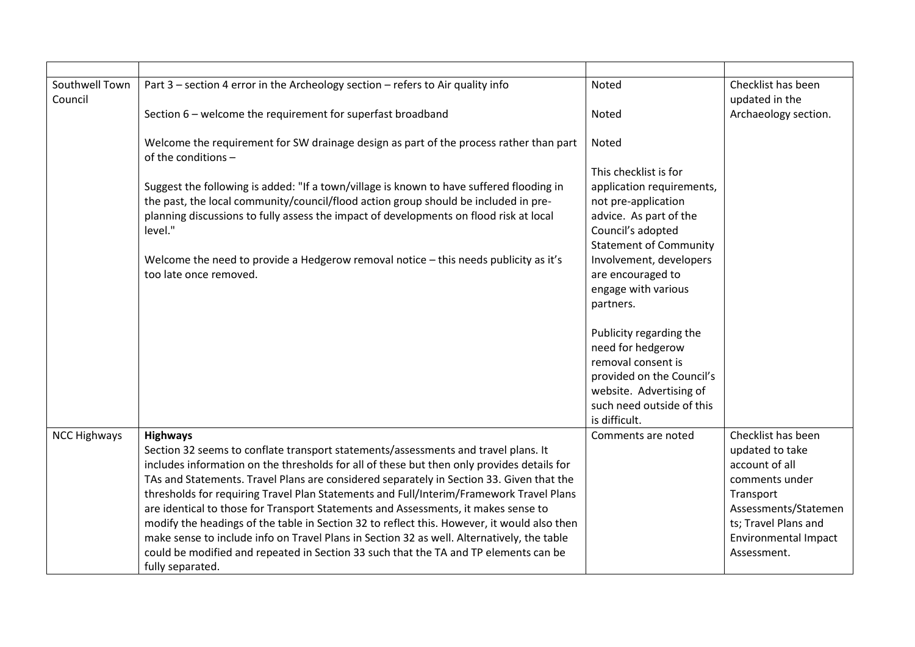| | | | |
|---|---|---|---|
| Southwell Town Council | Part 3 – section 4 error in the Archeology section – refers to Air quality info<br><br>Section 6 – welcome the requirement for superfast broadband<br><br>Welcome the requirement for SW drainage design as part of the process rather than part of the conditions –<br><br>Suggest the following is added: "If a town/village is known to have suffered flooding in the past, the local community/council/flood action group should be included in pre-planning discussions to fully assess the impact of developments on flood risk at local level."<br><br>Welcome the need to provide a Hedgerow removal notice – this needs publicity as it's too late once removed. | Noted<br><br>Noted<br><br>Noted<br><br>This checklist is for application requirements, not pre-application advice. As part of the Council's adopted Statement of Community Involvement, developers are encouraged to engage with various partners.<br><br>Publicity regarding the need for hedgerow removal consent is provided on the Council's website. Advertising of such need outside of this is difficult. | Checklist has been updated in the Archaeology section. |
| NCC Highways | **Highways**<br>Section 32 seems to conflate transport statements/assessments and travel plans. It includes information on the thresholds for all of these but then only provides details for TAs and Statements. Travel Plans are considered separately in Section 33. Given that the thresholds for requiring Travel Plan Statements and Full/Interim/Framework Travel Plans are identical to those for Transport Statements and Assessments, it makes sense to modify the headings of the table in Section 32 to reflect this. However, it would also then make sense to include info on Travel Plans in Section 32 as well. Alternatively, the table could be modified and repeated in Section 33 such that the TA and TP elements can be fully separated. | Comments are noted | Checklist has been updated to take account of all comments under Transport Assessments/Statements; Travel Plans and Environmental Impact Assessment. |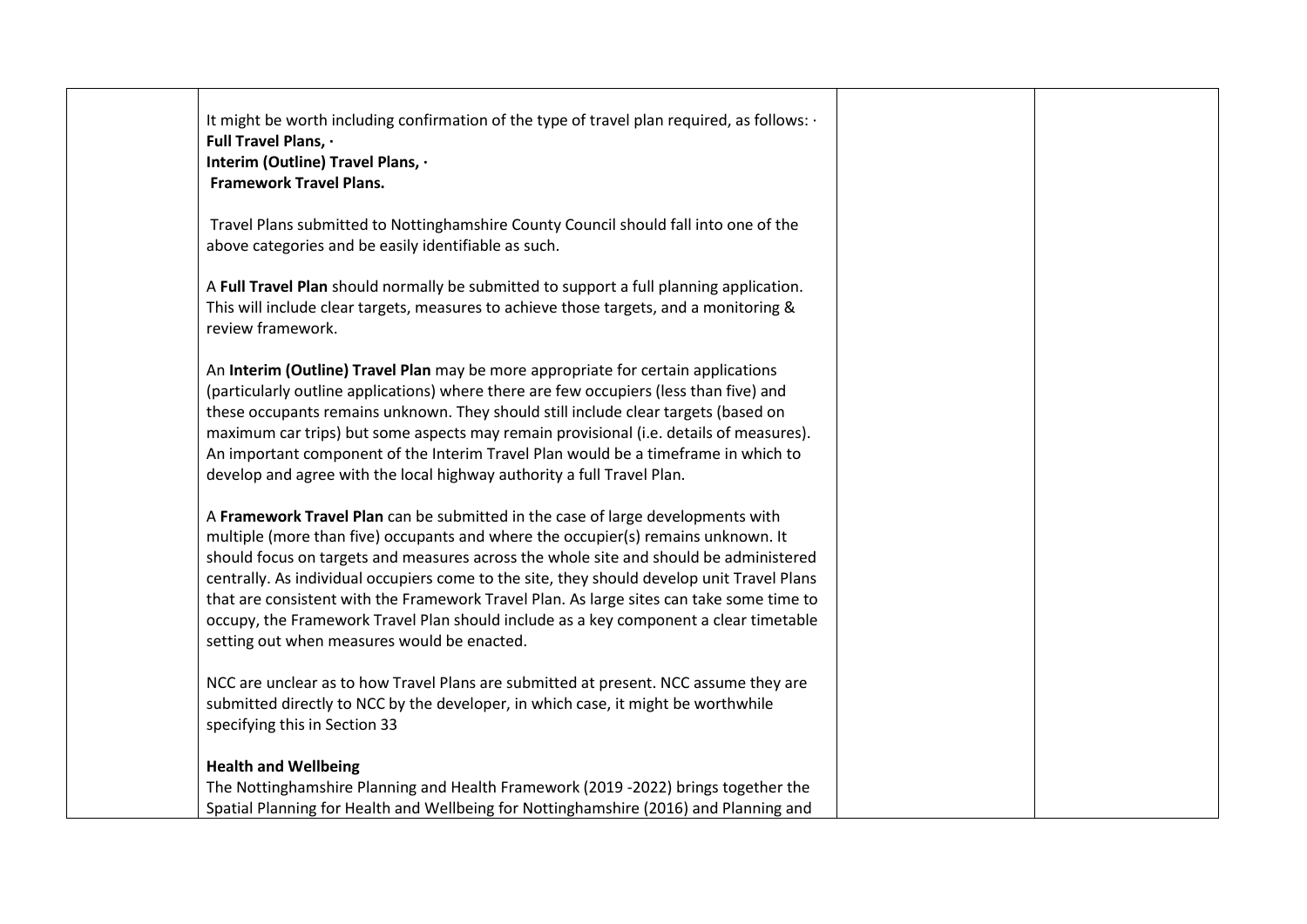| | | | |
|---|---|---|---|
| | It might be worth including confirmation of the type of travel plan required, as follows: · **Full Travel Plans, ·** **Interim (Outline) Travel Plans, ·** **Framework Travel Plans.**<br><br>Travel Plans submitted to Nottinghamshire County Council should fall into one of the above categories and be easily identifiable as such.<br><br>A **Full Travel Plan** should normally be submitted to support a full planning application. This will include clear targets, measures to achieve those targets, and a monitoring & review framework.<br><br>An **Interim (Outline) Travel Plan** may be more appropriate for certain applications (particularly outline applications) where there are few occupiers (less than five) and these occupants remains unknown. They should still include clear targets (based on maximum car trips) but some aspects may remain provisional (i.e. details of measures). An important component of the Interim Travel Plan would be a timeframe in which to develop and agree with the local highway authority a full Travel Plan.<br><br>A **Framework Travel Plan** can be submitted in the case of large developments with multiple (more than five) occupants and where the occupier(s) remains unknown. It should focus on targets and measures across the whole site and should be administered centrally. As individual occupiers come to the site, they should develop unit Travel Plans that are consistent with the Framework Travel Plan. As large sites can take some time to occupy, the Framework Travel Plan should include as a key component a clear timetable setting out when measures would be enacted.<br><br>NCC are unclear as to how Travel Plans are submitted at present. NCC assume they are submitted directly to NCC by the developer, in which case, it might be worthwhile specifying this in Section 33<br><br>**Health and Wellbeing**<br>The Nottinghamshire Planning and Health Framework (2019 -2022) brings together the Spatial Planning for Health and Wellbeing for Nottinghamshire (2016) and Planning and | | |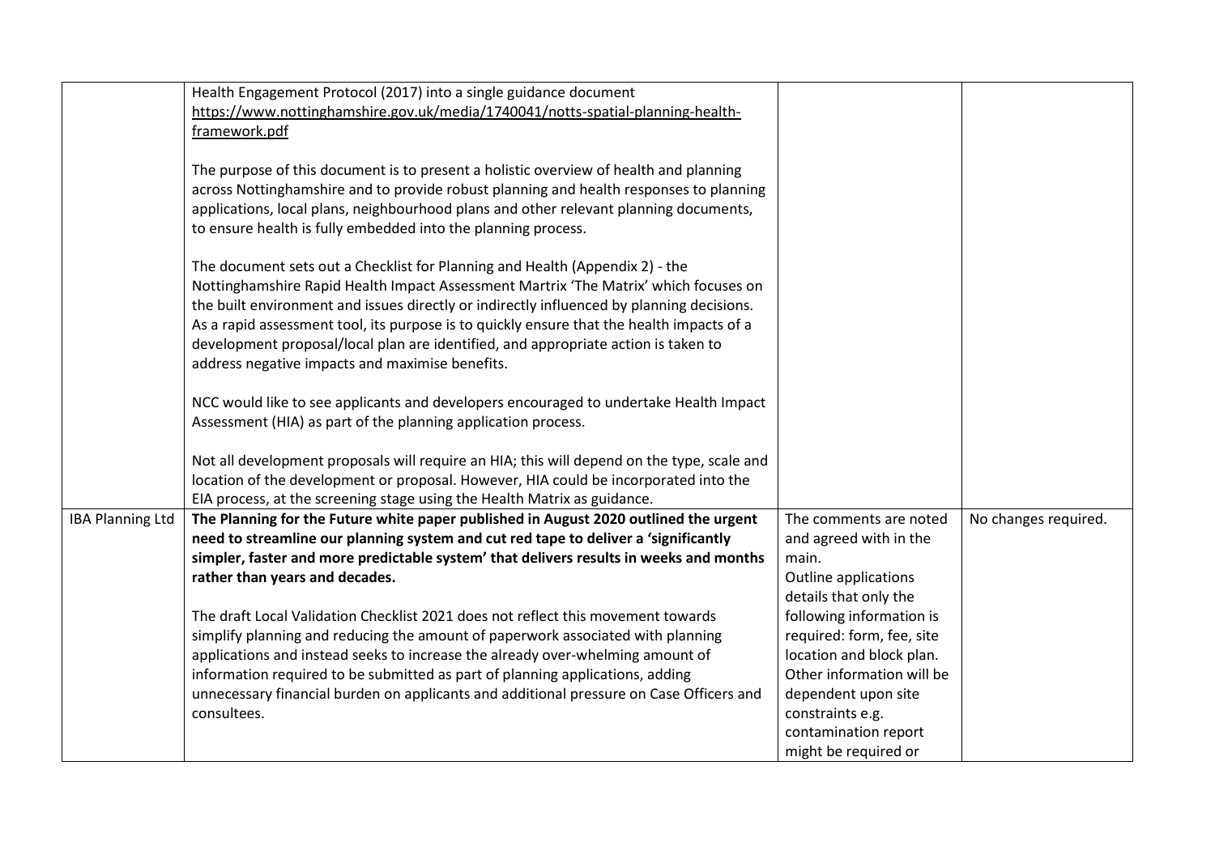| | | | |
|---|---|---|---|
| | Health Engagement Protocol (2017) into a single guidance document https://www.nottinghamshire.gov.uk/media/1740041/notts-spatial-planning-health-framework.pdf<br><br>The purpose of this document is to present a holistic overview of health and planning across Nottinghamshire and to provide robust planning and health responses to planning applications, local plans, neighbourhood plans and other relevant planning documents, to ensure health is fully embedded into the planning process.<br><br>The document sets out a Checklist for Planning and Health (Appendix 2) - the Nottinghamshire Rapid Health Impact Assessment Martrix 'The Matrix' which focuses on the built environment and issues directly or indirectly influenced by planning decisions. As a rapid assessment tool, its purpose is to quickly ensure that the health impacts of a development proposal/local plan are identified, and appropriate action is taken to address negative impacts and maximise benefits.<br><br>NCC would like to see applicants and developers encouraged to undertake Health Impact Assessment (HIA) as part of the planning application process.<br><br>Not all development proposals will require an HIA; this will depend on the type, scale and location of the development or proposal. However, HIA could be incorporated into the EIA process, at the screening stage using the Health Matrix as guidance. | | |
| IBA Planning Ltd | **The Planning for the Future white paper published in August 2020 outlined the urgent need to streamline our planning system and cut red tape to deliver a 'significantly simpler, faster and more predictable system' that delivers results in weeks and months rather than years and decades.**<br><br>The draft Local Validation Checklist 2021 does not reflect this movement towards simplify planning and reducing the amount of paperwork associated with planning applications and instead seeks to increase the already over-whelming amount of information required to be submitted as part of planning applications, adding unnecessary financial burden on applicants and additional pressure on Case Officers and consultees. | The comments are noted and agreed with in the main.<br>Outline applications details that only the following information is required: form, fee, site location and block plan. Other information will be dependent upon site constraints e.g. contamination report might be required or | No changes required. |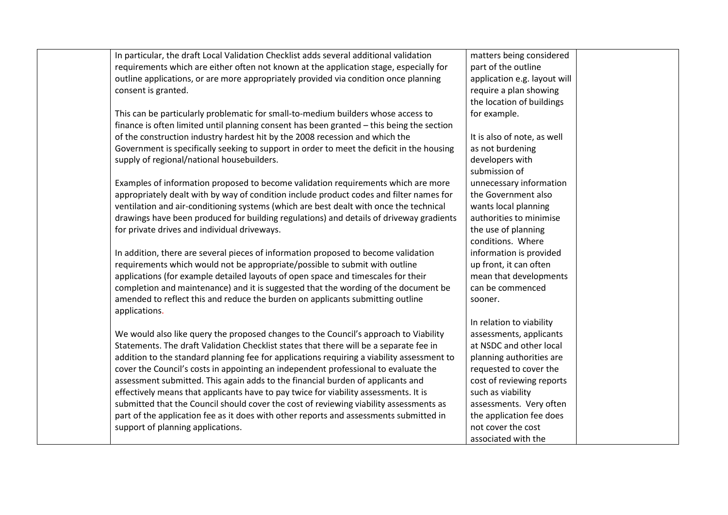| | In particular, the draft Local Validation Checklist adds several additional validation requirements which are either often not known at the application stage, especially for outline applications, or are more appropriately provided via condition once planning consent is granted.<br><br>This can be particularly problematic for small-to-medium builders whose access to finance is often limited until planning consent has been granted – this being the section of the construction industry hardest hit by the 2008 recession and which the Government is specifically seeking to support in order to meet the deficit in the housing supply of regional/national housebuilders.<br><br>Examples of information proposed to become validation requirements which are more appropriately dealt with by way of condition include product codes and filter names for ventilation and air-conditioning systems (which are best dealt with once the technical drawings have been produced for building regulations) and details of driveway gradients for private drives and individual driveways.<br><br>In addition, there are several pieces of information proposed to become validation requirements which would not be appropriate/possible to submit with outline applications (for example detailed layouts of open space and timescales for their completion and maintenance) and it is suggested that the wording of the document be amended to reflect this and reduce the burden on applicants submitting outline applications.<br><br>We would also like query the proposed changes to the Council's approach to Viability Statements. The draft Validation Checklist states that there will be a separate fee in addition to the standard planning fee for applications requiring a viability assessment to cover the Council's costs in appointing an independent professional to evaluate the assessment submitted. This again adds to the financial burden of applicants and effectively means that applicants have to pay twice for viability assessments. It is submitted that the Council should cover the cost of reviewing viability assessments as part of the application fee as it does with other reports and assessments submitted in support of planning applications. | matters being considered part of the outline application e.g. layout will require a plan showing the location of buildings for example.<br><br>It is also of note, as well as not burdening developers with submission of unnecessary information the Government also wants local planning authorities to minimise the use of planning conditions. Where information is provided up front, it can often mean that developments can be commenced sooner.<br><br>In relation to viability assessments, applicants at NSDC and other local planning authorities are requested to cover the cost of reviewing reports such as viability assessments. Very often the application fee does not cover the cost associated with the | |
|---|---|---|---|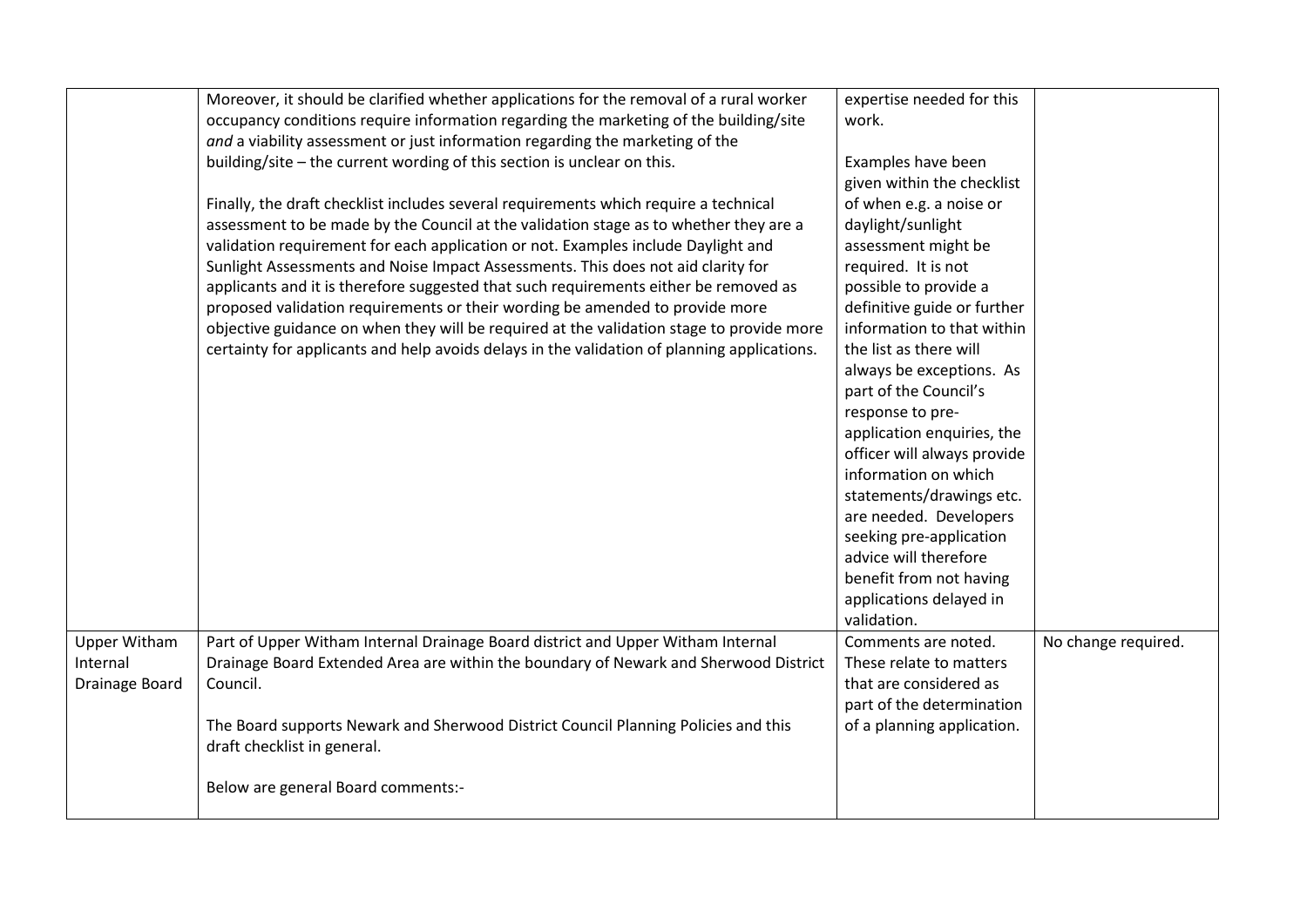| | | | |
|---|---|---|---|
| | Moreover, it should be clarified whether applications for the removal of a rural worker occupancy conditions require information regarding the marketing of the building/site *and* a viability assessment or just information regarding the marketing of the building/site – the current wording of this section is unclear on this.<br><br>Finally, the draft checklist includes several requirements which require a technical assessment to be made by the Council at the validation stage as to whether they are a validation requirement for each application or not. Examples include Daylight and Sunlight Assessments and Noise Impact Assessments. This does not aid clarity for applicants and it is therefore suggested that such requirements either be removed as proposed validation requirements or their wording be amended to provide more objective guidance on when they will be required at the validation stage to provide more certainty for applicants and help avoids delays in the validation of planning applications. | expertise needed for this work.<br><br>Examples have been given within the checklist of when e.g. a noise or daylight/sunlight assessment might be required. It is not possible to provide a definitive guide or further information to that within the list as there will always be exceptions. As part of the Council's response to pre-application enquiries, the officer will always provide information on which statements/drawings etc. are needed. Developers seeking pre-application advice will therefore benefit from not having applications delayed in validation. | |
| Upper Witham Internal Drainage Board | Part of Upper Witham Internal Drainage Board district and Upper Witham Internal Drainage Board Extended Area are within the boundary of Newark and Sherwood District Council.<br><br>The Board supports Newark and Sherwood District Council Planning Policies and this draft checklist in general.<br><br>Below are general Board comments:- | Comments are noted. These relate to matters that are considered as part of the determination of a planning application. | No change required. |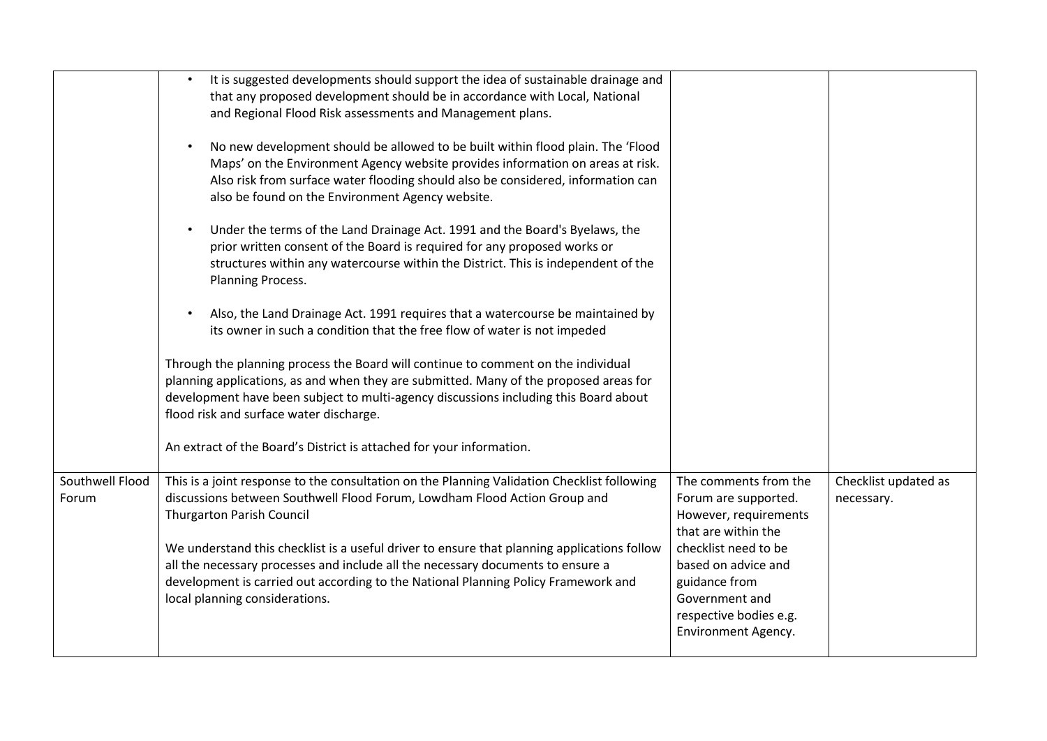| | | | |
|---|---|---|---|
| | • It is suggested developments should support the idea of sustainable drainage and that any proposed development should be in accordance with Local, National and Regional Flood Risk assessments and Management plans.<br><br>• No new development should be allowed to be built within flood plain. The 'Flood Maps' on the Environment Agency website provides information on areas at risk. Also risk from surface water flooding should also be considered, information can also be found on the Environment Agency website.<br><br>• Under the terms of the Land Drainage Act. 1991 and the Board's Byelaws, the prior written consent of the Board is required for any proposed works or structures within any watercourse within the District. This is independent of the Planning Process.<br><br>• Also, the Land Drainage Act. 1991 requires that a watercourse be maintained by its owner in such a condition that the free flow of water is not impeded<br><br>Through the planning process the Board will continue to comment on the individual planning applications, as and when they are submitted. Many of the proposed areas for development have been subject to multi-agency discussions including this Board about flood risk and surface water discharge.<br><br>An extract of the Board's District is attached for your information. | | |
| Southwell Flood Forum | This is a joint response to the consultation on the Planning Validation Checklist following discussions between Southwell Flood Forum, Lowdham Flood Action Group and Thurgarton Parish Council<br><br>We understand this checklist is a useful driver to ensure that planning applications follow all the necessary processes and include all the necessary documents to ensure a development is carried out according to the National Planning Policy Framework and local planning considerations. | The comments from the Forum are supported. However, requirements that are within the checklist need to be based on advice and guidance from Government and respective bodies e.g. Environment Agency. | Checklist updated as necessary. |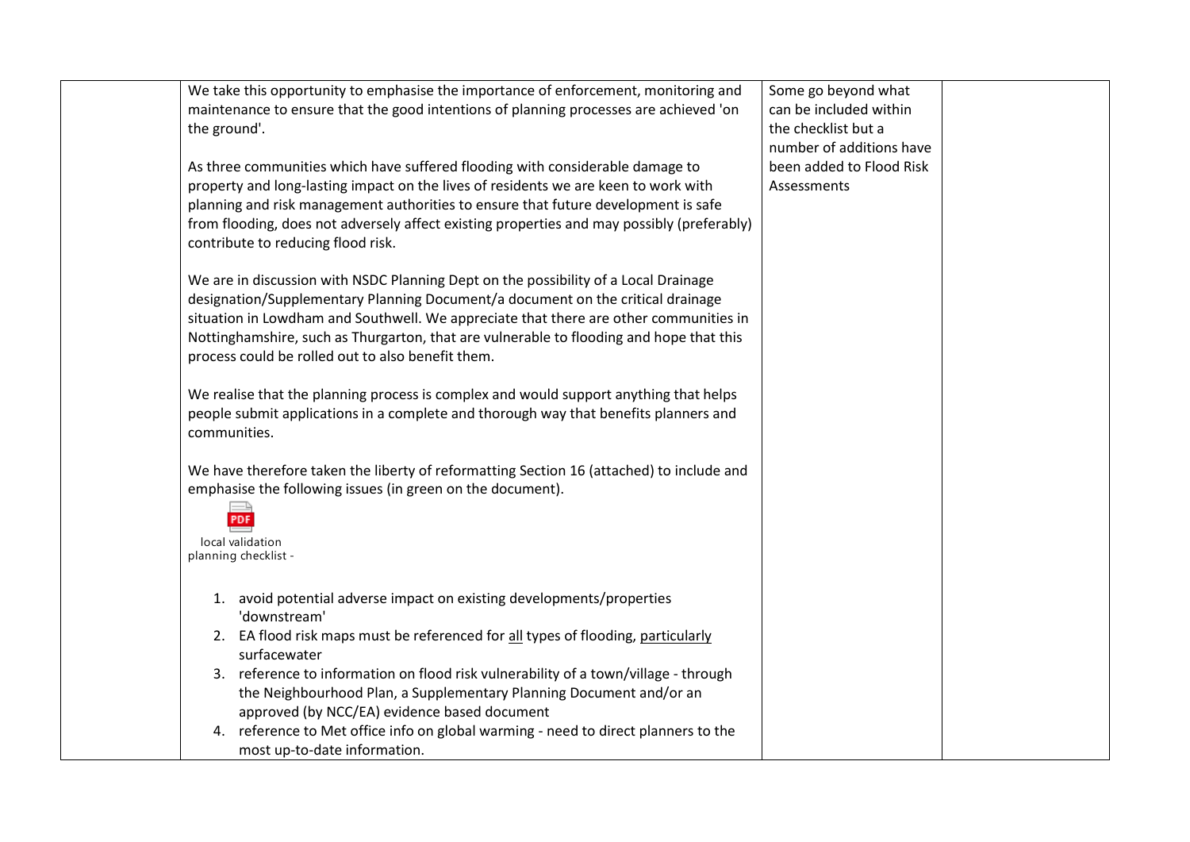| | | | |
|---|---|---|---|
| | We take this opportunity to emphasise the importance of enforcement, monitoring and maintenance to ensure that the good intentions of planning processes are achieved 'on the ground'.<br><br>As three communities which have suffered flooding with considerable damage to property and long-lasting impact on the lives of residents we are keen to work with planning and risk management authorities to ensure that future development is safe from flooding, does not adversely affect existing properties and may possibly (preferably) contribute to reducing flood risk.<br><br>We are in discussion with NSDC Planning Dept on the possibility of a Local Drainage designation/Supplementary Planning Document/a document on the critical drainage situation in Lowdham and Southwell. We appreciate that there are other communities in Nottinghamshire, such as Thurgarton, that are vulnerable to flooding and hope that this process could be rolled out to also benefit them.<br><br>We realise that the planning process is complex and would support anything that helps people submit applications in a complete and thorough way that benefits planners and communities.<br><br>We have therefore taken the liberty of reformatting Section 16 (attached) to include and emphasise the following issues (in green on the document).<br><br>local validation planning checklist -<br><br>1. avoid potential adverse impact on existing developments/properties 'downstream'<br>2. EA flood risk maps must be referenced for <u>all</u> types of flooding, <u>particularly</u> surfacewater<br>3. reference to information on flood risk vulnerability of a town/village - through the Neighbourhood Plan, a Supplementary Planning Document and/or an approved (by NCC/EA) evidence based document<br>4. reference to Met office info on global warming - need to direct planners to the most up-to-date information. | Some go beyond what can be included within the checklist but a number of additions have been added to Flood Risk Assessments | |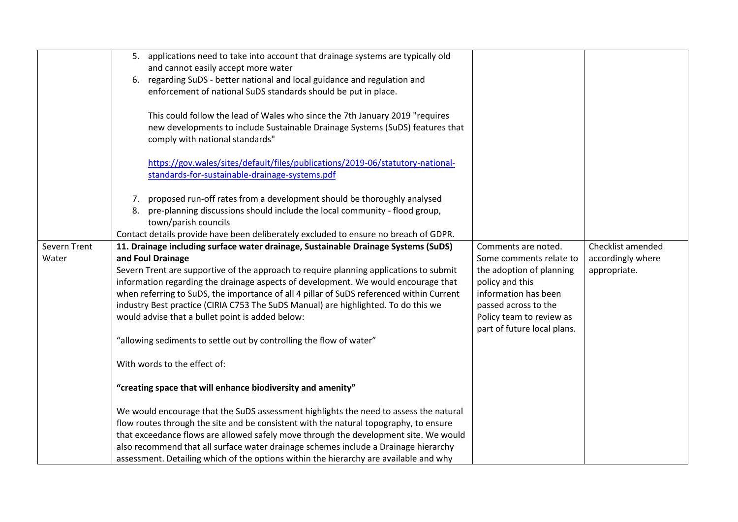| | | | |
|---|---|---|---|
| | 5. applications need to take into account that drainage systems are typically old and cannot easily accept more water<br>6. regarding SuDS - better national and local guidance and regulation and enforcement of national SuDS standards should be put in place.<br><br>This could follow the lead of Wales who since the 7th January 2019 "requires new developments to include Sustainable Drainage Systems (SuDS) features that comply with national standards"<br><br>https://gov.wales/sites/default/files/publications/2019-06/statutory-national-standards-for-sustainable-drainage-systems.pdf<br><br>7. proposed run-off rates from a development should be thoroughly analysed<br>8. pre-planning discussions should include the local community - flood group, town/parish councils<br><br>Contact details provide have been deliberately excluded to ensure no breach of GDPR. | | |
| Severn Trent Water | **11. Drainage including surface water drainage, Sustainable Drainage Systems (SuDS) and Foul Drainage**<br>Severn Trent are supportive of the approach to require planning applications to submit information regarding the drainage aspects of development. We would encourage that when referring to SuDS, the importance of all 4 pillar of SuDS referenced within Current industry Best practice (CIRIA C753 The SuDS Manual) are highlighted. To do this we would advise that a bullet point is added below:<br><br>"allowing sediments to settle out by controlling the flow of water"<br><br>With words to the effect of:<br><br>**"creating space that will enhance biodiversity and amenity"**<br><br>We would encourage that the SuDS assessment highlights the need to assess the natural flow routes through the site and be consistent with the natural topography, to ensure that exceedance flows are allowed safely move through the development site. We would also recommend that all surface water drainage schemes include a Drainage hierarchy assessment. Detailing which of the options within the hierarchy are available and why | Comments are noted. Some comments relate to the adoption of planning policy and this information has been passed across to the Policy team to review as part of future local plans. | Checklist amended accordingly where appropriate. |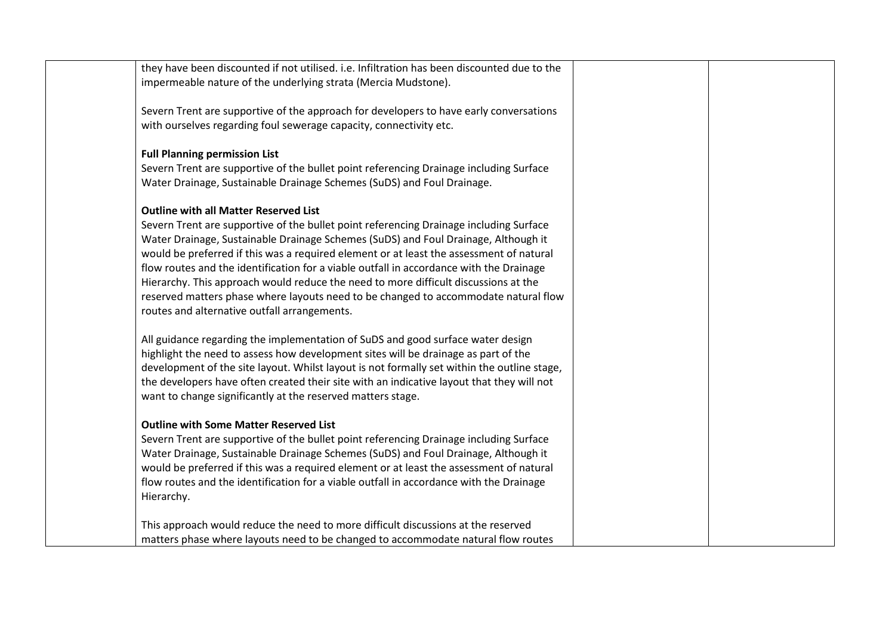| | | | |
|---|---|---|---|
| | they have been discounted if not utilised. i.e. Infiltration has been discounted due to the impermeable nature of the underlying strata (Mercia Mudstone).<br><br>Severn Trent are supportive of the approach for developers to have early conversations with ourselves regarding foul sewerage capacity, connectivity etc.<br><br>**Full Planning permission List**<br>Severn Trent are supportive of the bullet point referencing Drainage including Surface Water Drainage, Sustainable Drainage Schemes (SuDS) and Foul Drainage.<br><br>**Outline with all Matter Reserved List**<br>Severn Trent are supportive of the bullet point referencing Drainage including Surface Water Drainage, Sustainable Drainage Schemes (SuDS) and Foul Drainage, Although it would be preferred if this was a required element or at least the assessment of natural flow routes and the identification for a viable outfall in accordance with the Drainage Hierarchy. This approach would reduce the need to more difficult discussions at the reserved matters phase where layouts need to be changed to accommodate natural flow routes and alternative outfall arrangements.<br><br>All guidance regarding the implementation of SuDS and good surface water design highlight the need to assess how development sites will be drainage as part of the development of the site layout. Whilst layout is not formally set within the outline stage, the developers have often created their site with an indicative layout that they will not want to change significantly at the reserved matters stage.<br><br>**Outline with Some Matter Reserved List**<br>Severn Trent are supportive of the bullet point referencing Drainage including Surface Water Drainage, Sustainable Drainage Schemes (SuDS) and Foul Drainage, Although it would be preferred if this was a required element or at least the assessment of natural flow routes and the identification for a viable outfall in accordance with the Drainage Hierarchy.<br><br>This approach would reduce the need to more difficult discussions at the reserved matters phase where layouts need to be changed to accommodate natural flow routes | | |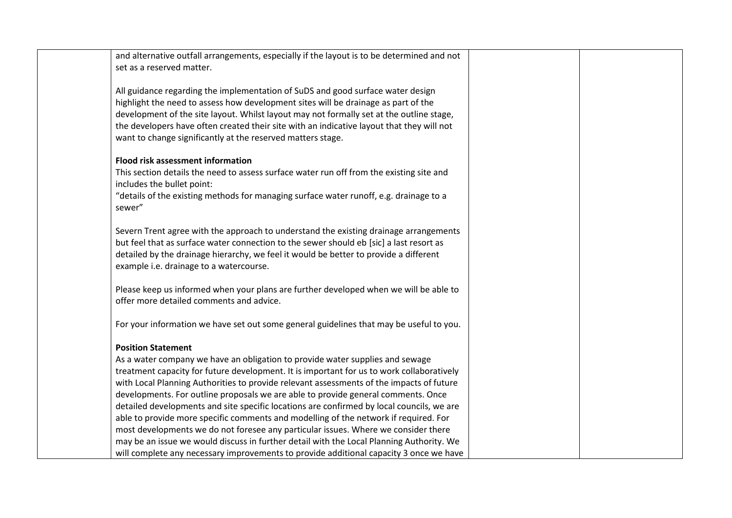| | and alternative outfall arrangements, especially if the layout is to be determined and not set as a reserved matter.<br><br>All guidance regarding the implementation of SuDS and good surface water design highlight the need to assess how development sites will be drainage as part of the development of the site layout. Whilst layout may not formally set at the outline stage, the developers have often created their site with an indicative layout that they will not want to change significantly at the reserved matters stage.<br><br>**Flood risk assessment information**<br>This section details the need to assess surface water run off from the existing site and includes the bullet point:<br>"details of the existing methods for managing surface water runoff, e.g. drainage to a sewer"<br><br>Severn Trent agree with the approach to understand the existing drainage arrangements but feel that as surface water connection to the sewer should eb [sic] a last resort as detailed by the drainage hierarchy, we feel it would be better to provide a different example i.e. drainage to a watercourse.<br><br>Please keep us informed when your plans are further developed when we will be able to offer more detailed comments and advice.<br><br>For your information we have set out some general guidelines that may be useful to you.<br><br>**Position Statement**<br>As a water company we have an obligation to provide water supplies and sewage treatment capacity for future development. It is important for us to work collaboratively with Local Planning Authorities to provide relevant assessments of the impacts of future developments. For outline proposals we are able to provide general comments. Once detailed developments and site specific locations are confirmed by local councils, we are able to provide more specific comments and modelling of the network if required. For most developments we do not foresee any particular issues. Where we consider there may be an issue we would discuss in further detail with the Local Planning Authority. We will complete any necessary improvements to provide additional capacity 3 once we have | | |
|---|---|---|---|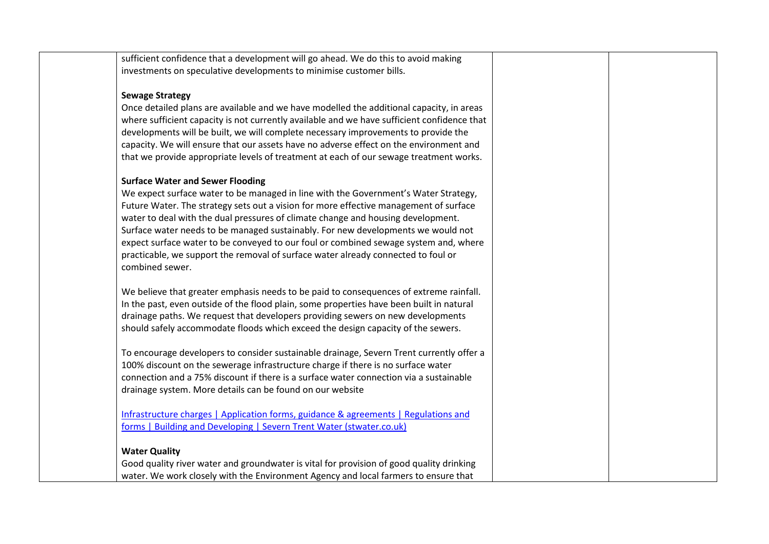| | | | |
|---|---|---|---|
| | sufficient confidence that a development will go ahead. We do this to avoid making investments on speculative developments to minimise customer bills.<br><br>**Sewage Strategy**<br>Once detailed plans are available and we have modelled the additional capacity, in areas where sufficient capacity is not currently available and we have sufficient confidence that developments will be built, we will complete necessary improvements to provide the capacity. We will ensure that our assets have no adverse effect on the environment and that we provide appropriate levels of treatment at each of our sewage treatment works.<br><br>**Surface Water and Sewer Flooding**<br>We expect surface water to be managed in line with the Government's Water Strategy, Future Water. The strategy sets out a vision for more effective management of surface water to deal with the dual pressures of climate change and housing development. Surface water needs to be managed sustainably. For new developments we would not expect surface water to be conveyed to our foul or combined sewage system and, where practicable, we support the removal of surface water already connected to foul or combined sewer.<br><br>We believe that greater emphasis needs to be paid to consequences of extreme rainfall. In the past, even outside of the flood plain, some properties have been built in natural drainage paths. We request that developers providing sewers on new developments should safely accommodate floods which exceed the design capacity of the sewers.<br><br>To encourage developers to consider sustainable drainage, Severn Trent currently offer a 100% discount on the sewerage infrastructure charge if there is no surface water connection and a 75% discount if there is a surface water connection via a sustainable drainage system. More details can be found on our website<br><br>Infrastructure charges \| Application forms, guidance & agreements \| Regulations and forms \| Building and Developing \| Severn Trent Water (stwater.co.uk)<br><br>**Water Quality**<br>Good quality river water and groundwater is vital for provision of good quality drinking water. We work closely with the Environment Agency and local farmers to ensure that | | |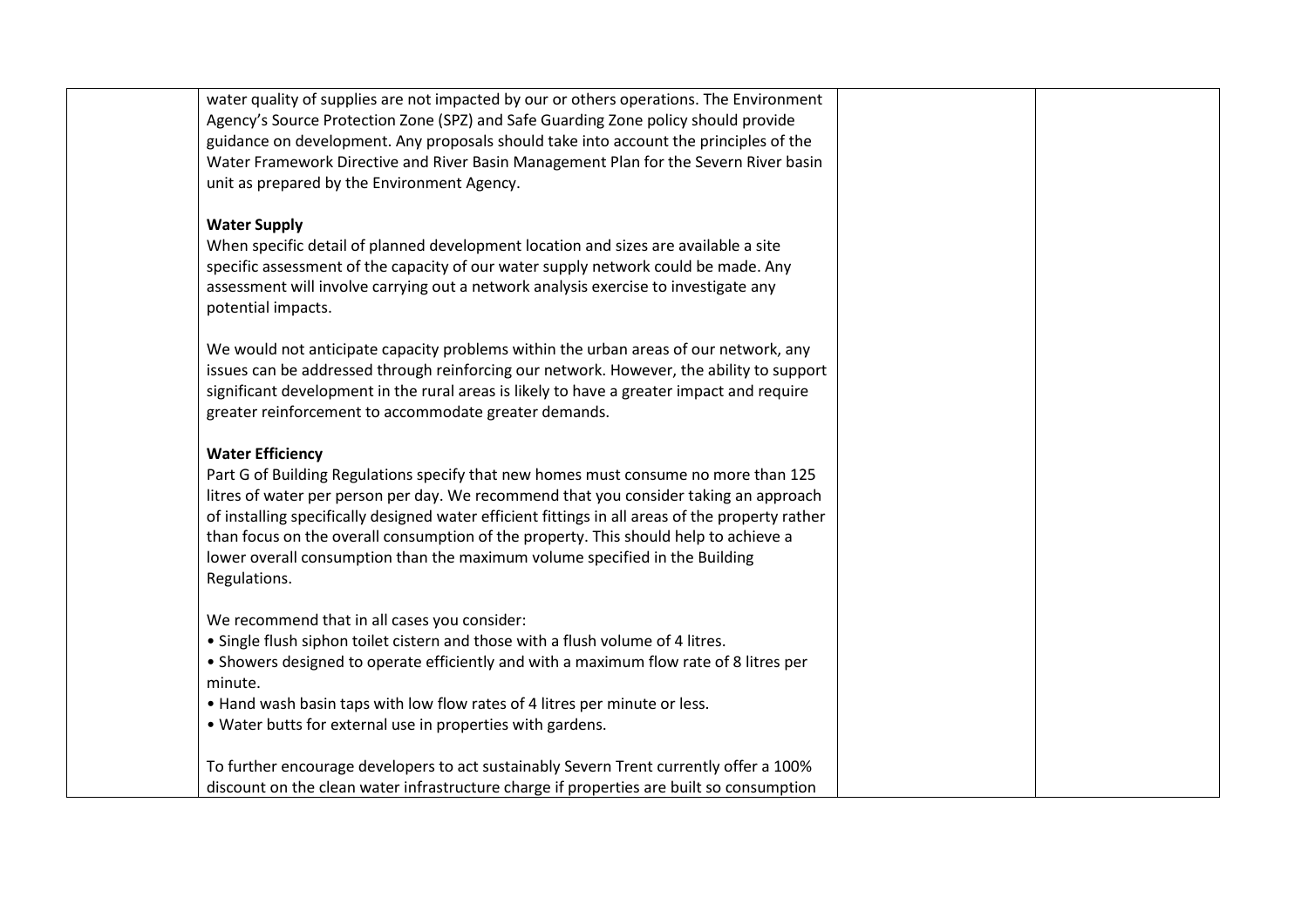| | | | |
|---|---|---|---|
| | water quality of supplies are not impacted by our or others operations. The Environment Agency's Source Protection Zone (SPZ) and Safe Guarding Zone policy should provide guidance on development. Any proposals should take into account the principles of the Water Framework Directive and River Basin Management Plan for the Severn River basin unit as prepared by the Environment Agency.<br><br>**Water Supply**<br>When specific detail of planned development location and sizes are available a site specific assessment of the capacity of our water supply network could be made. Any assessment will involve carrying out a network analysis exercise to investigate any potential impacts.<br><br>We would not anticipate capacity problems within the urban areas of our network, any issues can be addressed through reinforcing our network. However, the ability to support significant development in the rural areas is likely to have a greater impact and require greater reinforcement to accommodate greater demands.<br><br>**Water Efficiency**<br>Part G of Building Regulations specify that new homes must consume no more than 125 litres of water per person per day. We recommend that you consider taking an approach of installing specifically designed water efficient fittings in all areas of the property rather than focus on the overall consumption of the property. This should help to achieve a lower overall consumption than the maximum volume specified in the Building Regulations.<br><br>We recommend that in all cases you consider:<br>• Single flush siphon toilet cistern and those with a flush volume of 4 litres.<br>• Showers designed to operate efficiently and with a maximum flow rate of 8 litres per minute.<br>• Hand wash basin taps with low flow rates of 4 litres per minute or less.<br>• Water butts for external use in properties with gardens.<br><br>To further encourage developers to act sustainably Severn Trent currently offer a 100% discount on the clean water infrastructure charge if properties are built so consumption | | |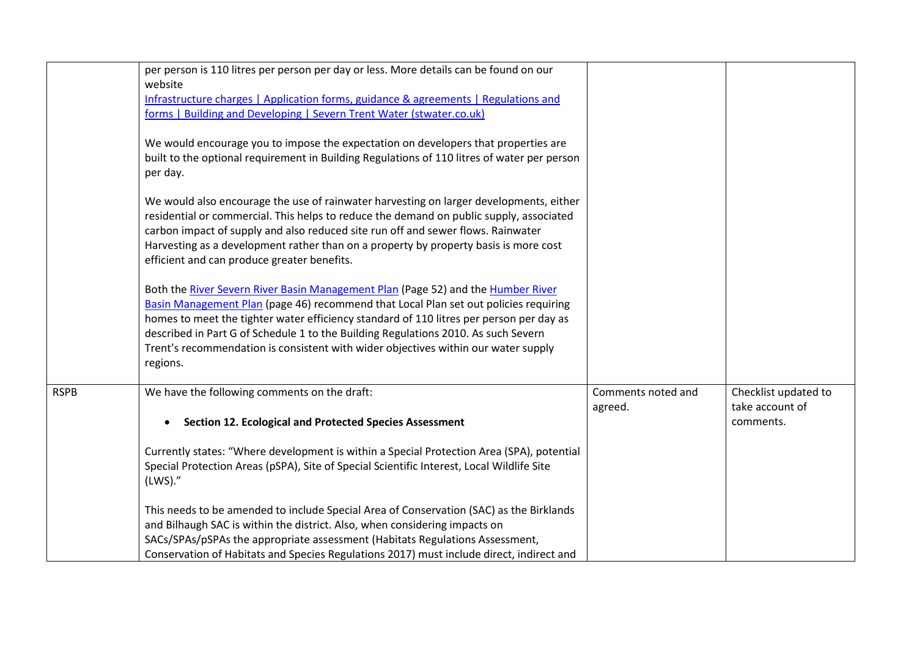|  |  |  |  |
|---|---|---|---|
|  | per person is 110 litres per person per day or less. More details can be found on our website<br>[Infrastructure charges \| Application forms, guidance & agreements \| Regulations and forms \| Building and Developing \| Severn Trent Water (stwater.co.uk)]()<br><br>We would encourage you to impose the expectation on developers that properties are built to the optional requirement in Building Regulations of 110 litres of water per person per day.<br><br>We would also encourage the use of rainwater harvesting on larger developments, either residential or commercial. This helps to reduce the demand on public supply, associated carbon impact of supply and also reduced site run off and sewer flows. Rainwater Harvesting as a development rather than on a property by property basis is more cost efficient and can produce greater benefits.<br><br>Both the [River Severn River Basin Management Plan]() (Page 52) and the [Humber River Basin Management Plan]() (page 46) recommend that Local Plan set out policies requiring homes to meet the tighter water efficiency standard of 110 litres per person per day as described in Part G of Schedule 1 to the Building Regulations 2010. As such Severn Trent's recommendation is consistent with wider objectives within our water supply regions. |  |  |
| RSPB | We have the following comments on the draft:<br><br>• **Section 12. Ecological and Protected Species Assessment**<br><br>Currently states: "Where development is within a Special Protection Area (SPA), potential Special Protection Areas (pSPA), Site of Special Scientific Interest, Local Wildlife Site (LWS)."<br><br>This needs to be amended to include Special Area of Conservation (SAC) as the Birklands and Bilhaugh SAC is within the district. Also, when considering impacts on SACs/SPAs/pSPAs the appropriate assessment (Habitats Regulations Assessment, Conservation of Habitats and Species Regulations 2017) must include direct, indirect and | Comments noted and agreed. | Checklist updated to take account of comments. |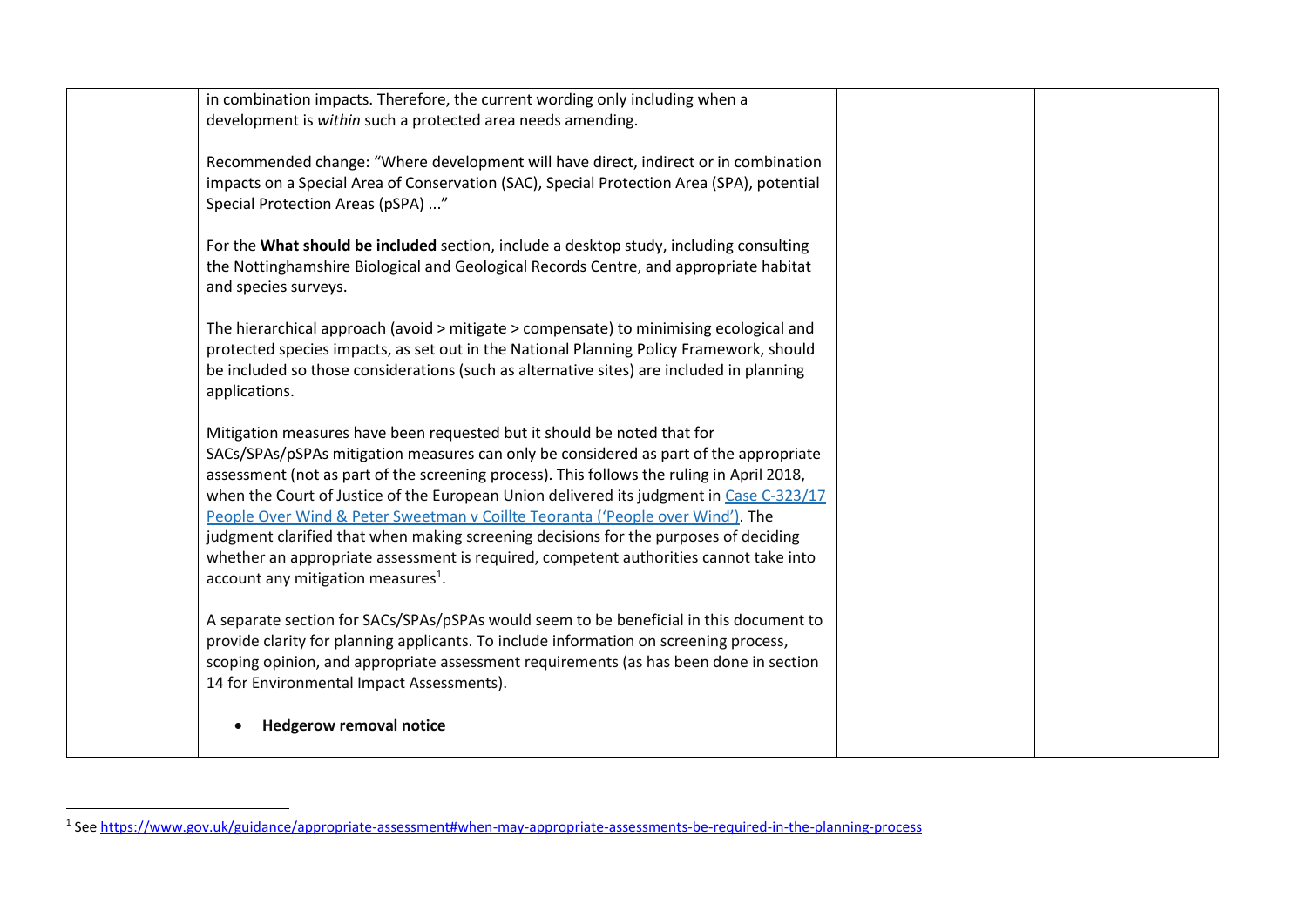| | | | |
|---|---|---|---|
| | in combination impacts. Therefore, the current wording only including when a development is *within* such a protected area needs amending.<br><br>Recommended change: "Where development will have direct, indirect or in combination impacts on a Special Area of Conservation (SAC), Special Protection Area (SPA), potential Special Protection Areas (pSPA) ..."<br><br>For the **What should be included** section, include a desktop study, including consulting the Nottinghamshire Biological and Geological Records Centre, and appropriate habitat and species surveys.<br><br>The hierarchical approach (avoid > mitigate > compensate) to minimising ecological and protected species impacts, as set out in the National Planning Policy Framework, should be included so those considerations (such as alternative sites) are included in planning applications.<br><br>Mitigation measures have been requested but it should be noted that for SACs/SPAs/pSPAs mitigation measures can only be considered as part of the appropriate assessment (not as part of the screening process). This follows the ruling in April 2018, when the Court of Justice of the European Union delivered its judgment in [Case C-323/17 People Over Wind & Peter Sweetman v Coillte Teoranta ('People over Wind')](). The judgment clarified that when making screening decisions for the purposes of deciding whether an appropriate assessment is required, competent authorities cannot take into account any mitigation measures[1].<br><br>A separate section for SACs/SPAs/pSPAs would seem to be beneficial in this document to provide clarity for planning applicants. To include information on screening process, scoping opinion, and appropriate assessment requirements (as has been done in section 14 for Environmental Impact Assessments).<br><br>• **Hedgerow removal notice** | | |

[1] See https://www.gov.uk/guidance/appropriate-assessment#when-may-appropriate-assessments-be-required-in-the-planning-process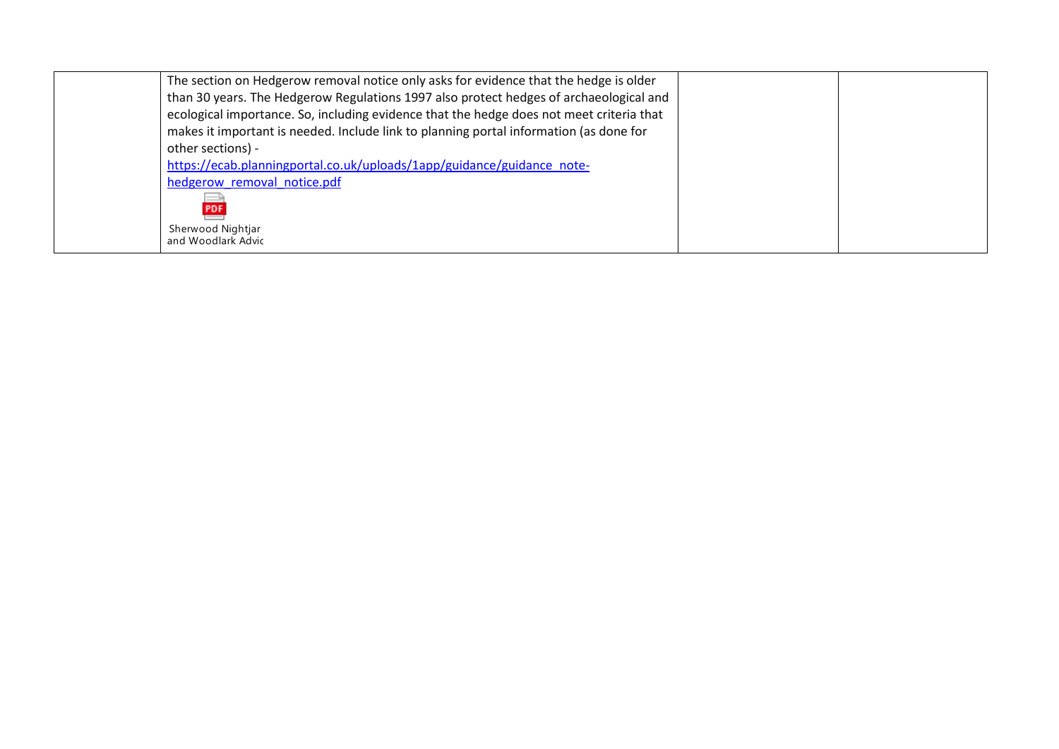| | | | |
|---|---|---|---|
| | The section on Hedgerow removal notice only asks for evidence that the hedge is older than 30 years. The Hedgerow Regulations 1997 also protect hedges of archaeological and ecological importance. So, including evidence that the hedge does not meet criteria that makes it important is needed. Include link to planning portal information (as done for other sections) - [https://ecab.planningportal.co.uk/uploads/1app/guidance/guidance_note-hedgerow_removal_notice.pdf](https://ecab.planningportal.co.uk/uploads/1app/guidance/guidance_note-hedgerow_removal_notice.pdf) PDF Sherwood Nightjar and Woodlark Advic | | |